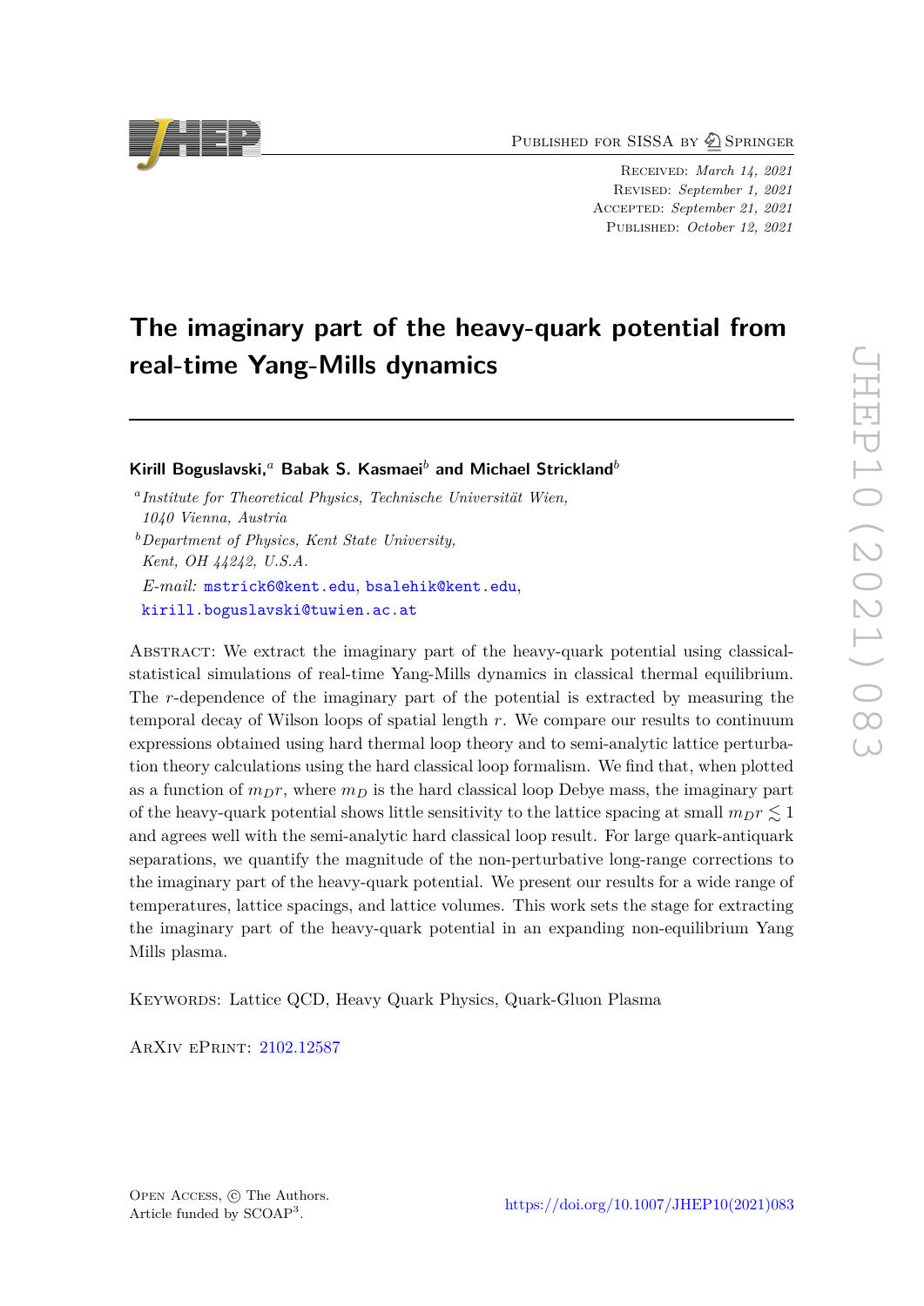Published for SISSA by Springer

Received: *March 14, 2021*
Revised: *September 1, 2021*
Accepted: *September 21, 2021*
Published: *October 12, 2021*

# The imaginary part of the heavy-quark potential from real-time Yang-Mills dynamics

**Kirill Boguslavski,[a] Babak S. Kasmaei[b] and Michael Strickland[b]**

[a] *Institute for Theoretical Physics, Technische Universität Wien, 1040 Vienna, Austria*
[b] *Department of Physics, Kent State University, Kent, OH 44242, U.S.A.*

*E-mail:* mstrick6@kent.edu, bsalehik@kent.edu, kirill.boguslavski@tuwien.ac.at

Abstract: We extract the imaginary part of the heavy-quark potential using classical-statistical simulations of real-time Yang-Mills dynamics in classical thermal equilibrium. The $r$-dependence of the imaginary part of the potential is extracted by measuring the temporal decay of Wilson loops of spatial length $r$. We compare our results to continuum expressions obtained using hard thermal loop theory and to semi-analytic lattice perturbation theory calculations using the hard classical loop formalism. We find that, when plotted as a function of $m_D r$, where $m_D$ is the hard classical loop Debye mass, the imaginary part of the heavy-quark potential shows little sensitivity to the lattice spacing at small $m_D r \lesssim 1$ and agrees well with the semi-analytic hard classical loop result. For large quark-antiquark separations, we quantify the magnitude of the non-perturbative long-range corrections to the imaginary part of the heavy-quark potential. We present our results for a wide range of temperatures, lattice spacings, and lattice volumes. This work sets the stage for extracting the imaginary part of the heavy-quark potential in an expanding non-equilibrium Yang Mills plasma.

Keywords: Lattice QCD, Heavy Quark Physics, Quark-Gluon Plasma

ArXiv ePrint: 2102.12587

Open Access, © The Authors.
Article funded by SCOAP[3].

https://doi.org/10.1007/JHEP10(2021)083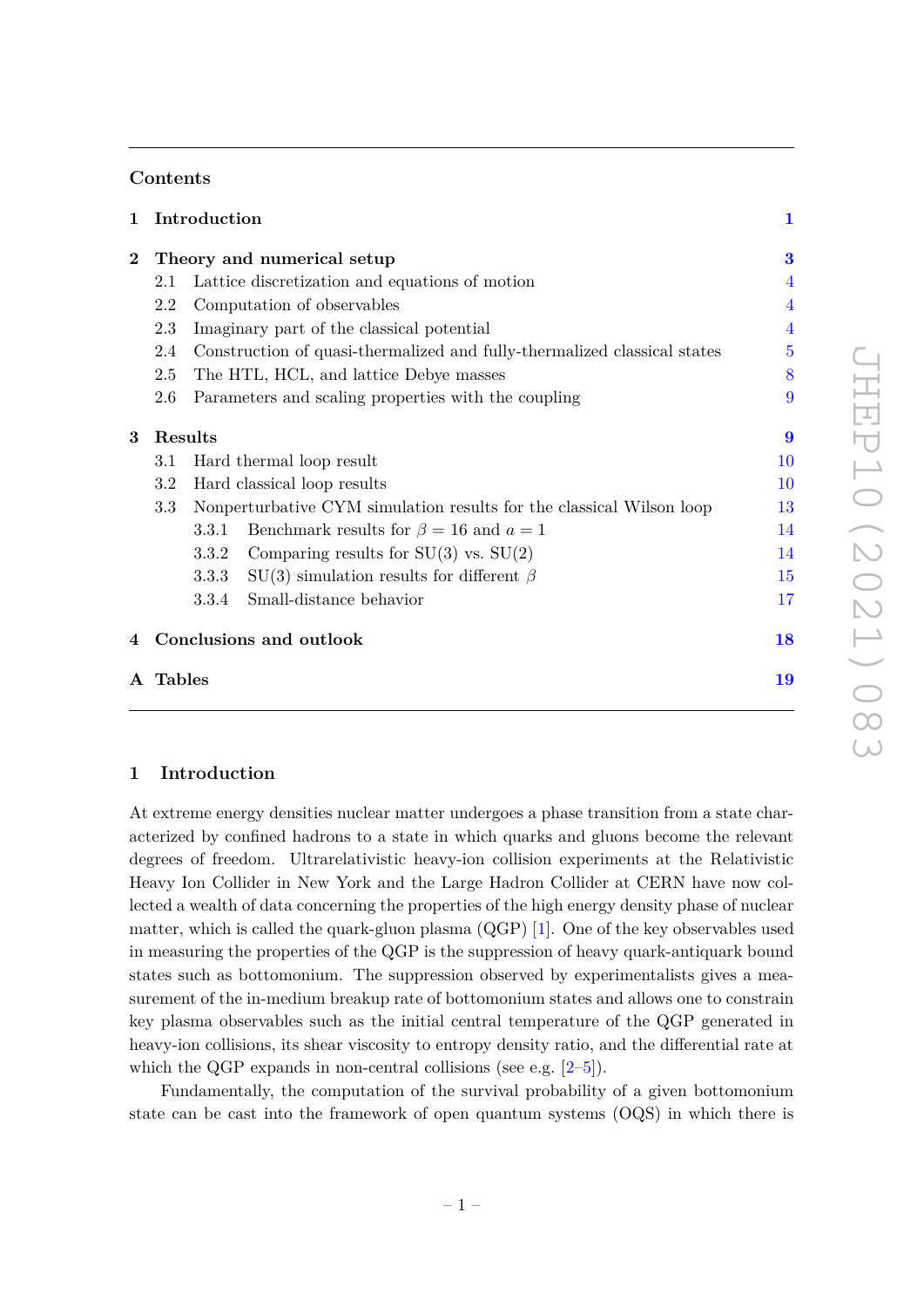## Contents

| | | |
|---|---|---|
| **1** | **Introduction** | **1** |
| **2** | **Theory and numerical setup** | **3** |
| 2.1 | Lattice discretization and equations of motion | 4 |
| 2.2 | Computation of observables | 4 |
| 2.3 | Imaginary part of the classical potential | 4 |
| 2.4 | Construction of quasi-thermalized and fully-thermalized classical states | 5 |
| 2.5 | The HTL, HCL, and lattice Debye masses | 8 |
| 2.6 | Parameters and scaling properties with the coupling | 9 |
| **3** | **Results** | **9** |
| 3.1 | Hard thermal loop result | 10 |
| 3.2 | Hard classical loop results | 10 |
| 3.3 | Nonperturbative CYM simulation results for the classical Wilson loop | 13 |
| 3.3.1 | Benchmark results for $\beta = 16$ and $a = 1$ | 14 |
| 3.3.2 | Comparing results for SU(3) vs. SU(2) | 14 |
| 3.3.3 | SU(3) simulation results for different $\beta$ | 15 |
| 3.3.4 | Small-distance behavior | 17 |
| **4** | **Conclusions and outlook** | **18** |
| **A** | **Tables** | **19** |

## 1 Introduction

At extreme energy densities nuclear matter undergoes a phase transition from a state characterized by confined hadrons to a state in which quarks and gluons become the relevant degrees of freedom. Ultrarelativistic heavy-ion collision experiments at the Relativistic Heavy Ion Collider in New York and the Large Hadron Collider at CERN have now collected a wealth of data concerning the properties of the high energy density phase of nuclear matter, which is called the quark-gluon plasma (QGP) [1]. One of the key observables used in measuring the properties of the QGP is the suppression of heavy quark-antiquark bound states such as bottomonium. The suppression observed by experimentalists gives a measurement of the in-medium breakup rate of bottomonium states and allows one to constrain key plasma observables such as the initial central temperature of the QGP generated in heavy-ion collisions, its shear viscosity to entropy density ratio, and the differential rate at which the QGP expands in non-central collisions (see e.g. [2–5]).

Fundamentally, the computation of the survival probability of a given bottomonium state can be cast into the framework of open quantum systems (OQS) in which there is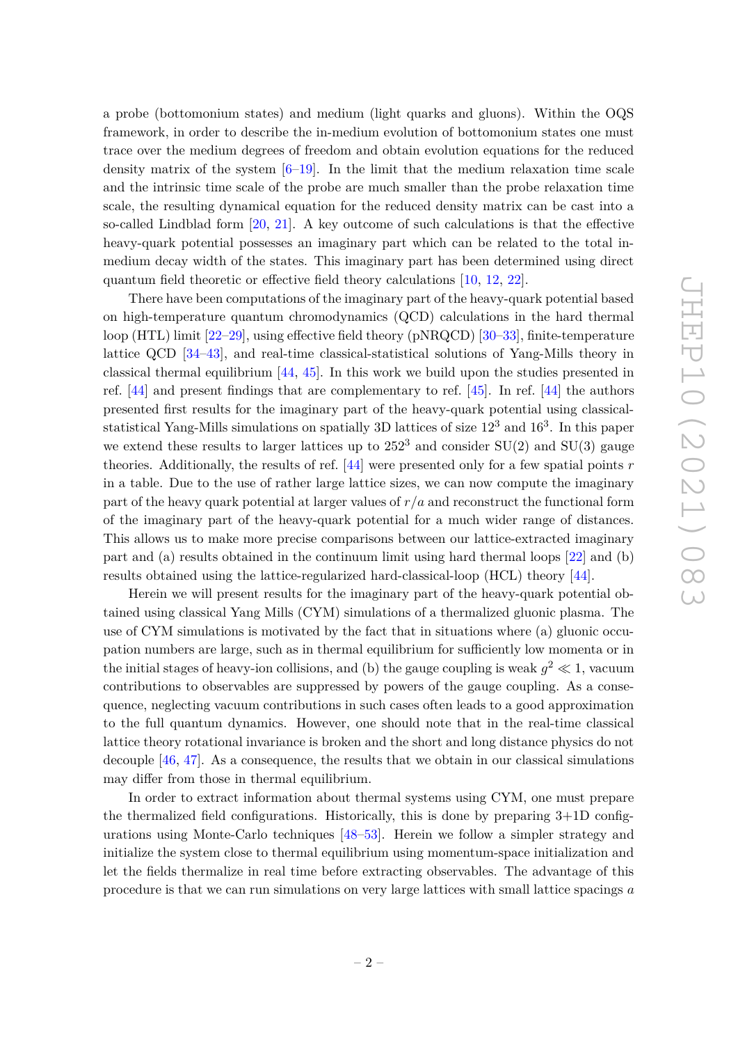a probe (bottomonium states) and medium (light quarks and gluons). Within the OQS framework, in order to describe the in-medium evolution of bottomonium states one must trace over the medium degrees of freedom and obtain evolution equations for the reduced density matrix of the system [6–19]. In the limit that the medium relaxation time scale and the intrinsic time scale of the probe are much smaller than the probe relaxation time scale, the resulting dynamical equation for the reduced density matrix can be cast into a so-called Lindblad form [20, 21]. A key outcome of such calculations is that the effective heavy-quark potential possesses an imaginary part which can be related to the total in-medium decay width of the states. This imaginary part has been determined using direct quantum field theoretic or effective field theory calculations [10, 12, 22].

There have been computations of the imaginary part of the heavy-quark potential based on high-temperature quantum chromodynamics (QCD) calculations in the hard thermal loop (HTL) limit [22–29], using effective field theory (pNRQCD) [30–33], finite-temperature lattice QCD [34–43], and real-time classical-statistical solutions of Yang-Mills theory in classical thermal equilibrium [44, 45]. In this work we build upon the studies presented in ref. [44] and present findings that are complementary to ref. [45]. In ref. [44] the authors presented first results for the imaginary part of the heavy-quark potential using classical-statistical Yang-Mills simulations on spatially 3D lattices of size $12^3$ and $16^3$. In this paper we extend these results to larger lattices up to $252^3$ and consider SU(2) and SU(3) gauge theories. Additionally, the results of ref. [44] were presented only for a few spatial points $r$ in a table. Due to the use of rather large lattice sizes, we can now compute the imaginary part of the heavy quark potential at larger values of $r/a$ and reconstruct the functional form of the imaginary part of the heavy-quark potential for a much wider range of distances. This allows us to make more precise comparisons between our lattice-extracted imaginary part and (a) results obtained in the continuum limit using hard thermal loops [22] and (b) results obtained using the lattice-regularized hard-classical-loop (HCL) theory [44].

Herein we will present results for the imaginary part of the heavy-quark potential obtained using classical Yang Mills (CYM) simulations of a thermalized gluonic plasma. The use of CYM simulations is motivated by the fact that in situations where (a) gluonic occupation numbers are large, such as in thermal equilibrium for sufficiently low momenta or in the initial stages of heavy-ion collisions, and (b) the gauge coupling is weak $g^2 \ll 1$, vacuum contributions to observables are suppressed by powers of the gauge coupling. As a consequence, neglecting vacuum contributions in such cases often leads to a good approximation to the full quantum dynamics. However, one should note that in the real-time classical lattice theory rotational invariance is broken and the short and long distance physics do not decouple [46, 47]. As a consequence, the results that we obtain in our classical simulations may differ from those in thermal equilibrium.

In order to extract information about thermal systems using CYM, one must prepare the thermalized field configurations. Historically, this is done by preparing 3+1D configurations using Monte-Carlo techniques [48–53]. Herein we follow a simpler strategy and initialize the system close to thermal equilibrium using momentum-space initialization and let the fields thermalize in real time before extracting observables. The advantage of this procedure is that we can run simulations on very large lattices with small lattice spacings $a$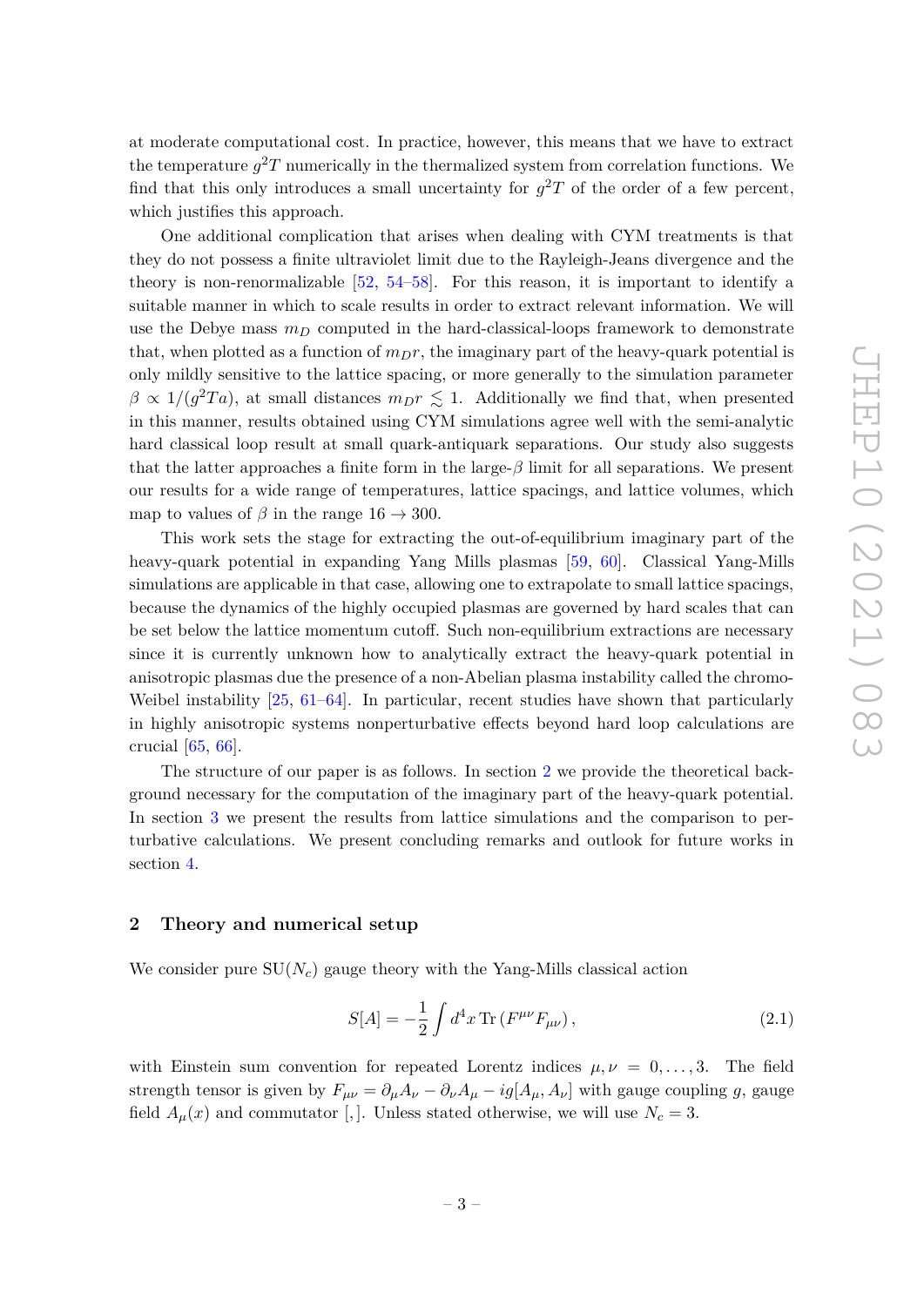at moderate computational cost. In practice, however, this means that we have to extract the temperature $g^2T$ numerically in the thermalized system from correlation functions. We find that this only introduces a small uncertainty for $g^2T$ of the order of a few percent, which justifies this approach.

One additional complication that arises when dealing with CYM treatments is that they do not possess a finite ultraviolet limit due to the Rayleigh-Jeans divergence and the theory is non-renormalizable [52, 54–58]. For this reason, it is important to identify a suitable manner in which to scale results in order to extract relevant information. We will use the Debye mass $m_D$ computed in the hard-classical-loops framework to demonstrate that, when plotted as a function of $m_D r$, the imaginary part of the heavy-quark potential is only mildly sensitive to the lattice spacing, or more generally to the simulation parameter $\beta \propto 1/(g^2Ta)$, at small distances $m_D r \lesssim 1$. Additionally we find that, when presented in this manner, results obtained using CYM simulations agree well with the semi-analytic hard classical loop result at small quark-antiquark separations. Our study also suggests that the latter approaches a finite form in the large-$\beta$ limit for all separations. We present our results for a wide range of temperatures, lattice spacings, and lattice volumes, which map to values of $\beta$ in the range $16 \to 300$.

This work sets the stage for extracting the out-of-equilibrium imaginary part of the heavy-quark potential in expanding Yang Mills plasmas [59, 60]. Classical Yang-Mills simulations are applicable in that case, allowing one to extrapolate to small lattice spacings, because the dynamics of the highly occupied plasmas are governed by hard scales that can be set below the lattice momentum cutoff. Such non-equilibrium extractions are necessary since it is currently unknown how to analytically extract the heavy-quark potential in anisotropic plasmas due the presence of a non-Abelian plasma instability called the chromo-Weibel instability [25, 61–64]. In particular, recent studies have shown that particularly in highly anisotropic systems nonperturbative effects beyond hard loop calculations are crucial [65, 66].

The structure of our paper is as follows. In section 2 we provide the theoretical background necessary for the computation of the imaginary part of the heavy-quark potential. In section 3 we present the results from lattice simulations and the comparison to perturbative calculations. We present concluding remarks and outlook for future works in section 4.

## 2 Theory and numerical setup

We consider pure $\mathrm{SU}(N_c)$ gauge theory with the Yang-Mills classical action

$$S[A] = -\frac{1}{2}\int d^4x \, \mathrm{Tr}\left(F^{\mu\nu}F_{\mu\nu}\right), \tag{2.1}$$

with Einstein sum convention for repeated Lorentz indices $\mu, \nu = 0, \ldots, 3$. The field strength tensor is given by $F_{\mu\nu} = \partial_\mu A_\nu - \partial_\nu A_\mu - ig[A_\mu, A_\nu]$ with gauge coupling $g$, gauge field $A_\mu(x)$ and commutator $[,]$. Unless stated otherwise, we will use $N_c = 3$.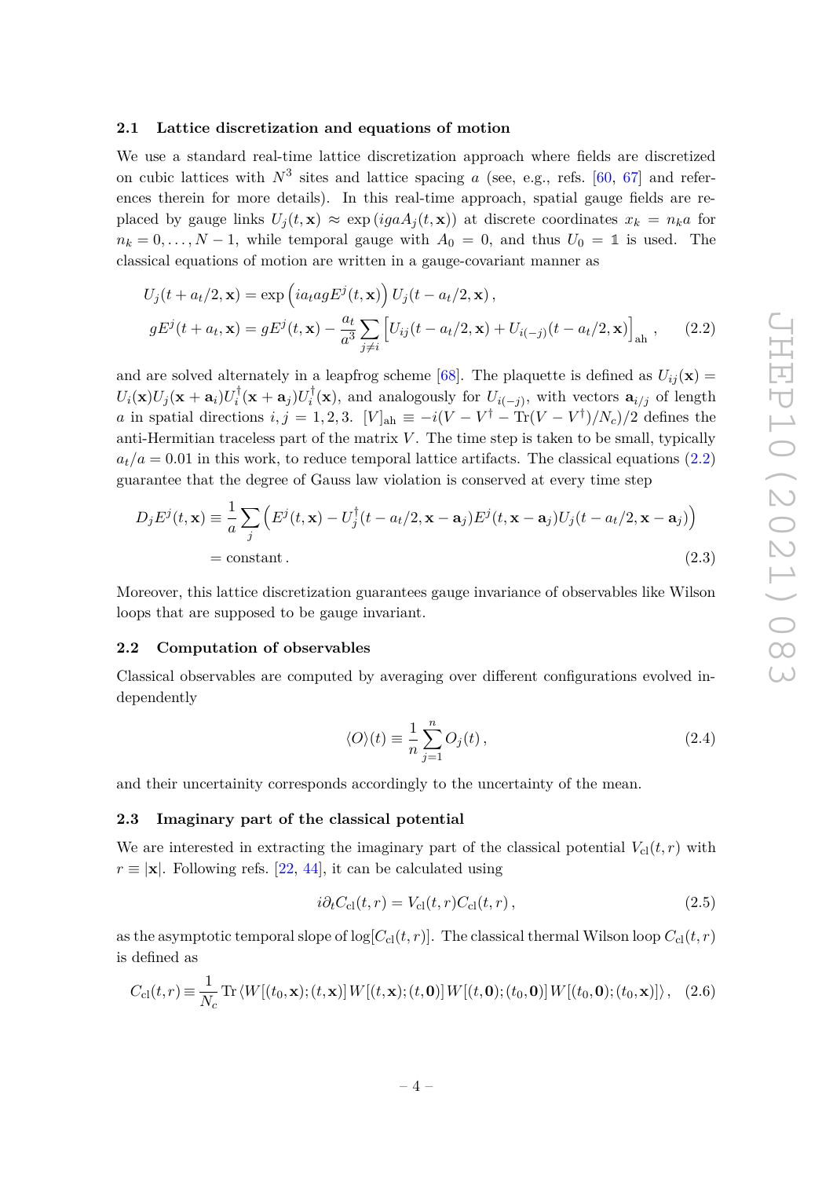### 2.1 Lattice discretization and equations of motion

We use a standard real-time lattice discretization approach where fields are discretized on cubic lattices with $N^3$ sites and lattice spacing $a$ (see, e.g., refs. [60, 67] and references therein for more details). In this real-time approach, spatial gauge fields are replaced by gauge links $U_j(t,\mathbf{x}) \approx \exp\left(igaA_j(t,\mathbf{x})\right)$ at discrete coordinates $x_k = n_k a$ for $n_k = 0,\ldots,N-1$, while temporal gauge with $A_0 = 0$, and thus $U_0 = \mathbb{1}$ is used. The classical equations of motion are written in a gauge-covariant manner as

$$
\begin{aligned}
U_j(t+a_t/2,\mathbf{x}) &= \exp\left(ia_t a g E^j(t,\mathbf{x})\right) U_j(t-a_t/2,\mathbf{x})\,,\\
gE^j(t+a_t,\mathbf{x}) &= gE^j(t,\mathbf{x}) - \frac{a_t}{a^3}\sum_{j\neq i}\Big[U_{ij}(t-a_t/2,\mathbf{x}) + U_{i(-j)}(t-a_t/2,\mathbf{x})\Big]_{\text{ah}}\,,
\end{aligned}
\tag{2.2}
$$

and are solved alternately in a leapfrog scheme [68]. The plaquette is defined as $U_{ij}(\mathbf{x}) = U_i(\mathbf{x})U_j(\mathbf{x}+\mathbf{a}_i)U_i^\dagger(\mathbf{x}+\mathbf{a}_j)U_i^\dagger(\mathbf{x})$, and analogously for $U_{i(-j)}$, with vectors $\mathbf{a}_{i/j}$ of length $a$ in spatial directions $i,j = 1,2,3$. $[V]_{\text{ah}} \equiv -i(V - V^\dagger - \text{Tr}(V-V^\dagger)/N_c)/2$ defines the anti-Hermitian traceless part of the matrix $V$. The time step is taken to be small, typically $a_t/a = 0.01$ in this work, to reduce temporal lattice artifacts. The classical equations (2.2) guarantee that the degree of Gauss law violation is conserved at every time step

$$
\begin{aligned}
D_j E^j(t,\mathbf{x}) &\equiv \frac{1}{a}\sum_j \Big(E^j(t,\mathbf{x}) - U_j^\dagger(t-a_t/2,\mathbf{x}-\mathbf{a}_j)E^j(t,\mathbf{x}-\mathbf{a}_j)U_j(t-a_t/2,\mathbf{x}-\mathbf{a}_j)\Big)\\
&= \text{constant}\,.
\end{aligned}
\tag{2.3}
$$

Moreover, this lattice discretization guarantees gauge invariance of observables like Wilson loops that are supposed to be gauge invariant.

### 2.2 Computation of observables

Classical observables are computed by averaging over different configurations evolved independently

$$
\langle O\rangle(t) \equiv \frac{1}{n}\sum_{j=1}^{n} O_j(t)\,,
\tag{2.4}
$$

and their uncertainity corresponds accordingly to the uncertainty of the mean.

### 2.3 Imaginary part of the classical potential

We are interested in extracting the imaginary part of the classical potential $V_{\text{cl}}(t,r)$ with $r \equiv |\mathbf{x}|$. Following refs. [22, 44], it can be calculated using

$$
i\partial_t C_{\text{cl}}(t,r) = V_{\text{cl}}(t,r)C_{\text{cl}}(t,r)\,,
\tag{2.5}
$$

as the asymptotic temporal slope of $\log[C_{\text{cl}}(t,r)]$. The classical thermal Wilson loop $C_{\text{cl}}(t,r)$ is defined as

$$
C_{\text{cl}}(t,r) \equiv \frac{1}{N_c}\text{Tr}\left\langle W[(t_0,\mathbf{x});(t,\mathbf{x})]\,W[(t,\mathbf{x});(t,\mathbf{0})]\,W[(t,\mathbf{0});(t_0,\mathbf{0})]\,W[(t_0,\mathbf{0});(t_0,\mathbf{x})]\right\rangle,
\tag{2.6}
$$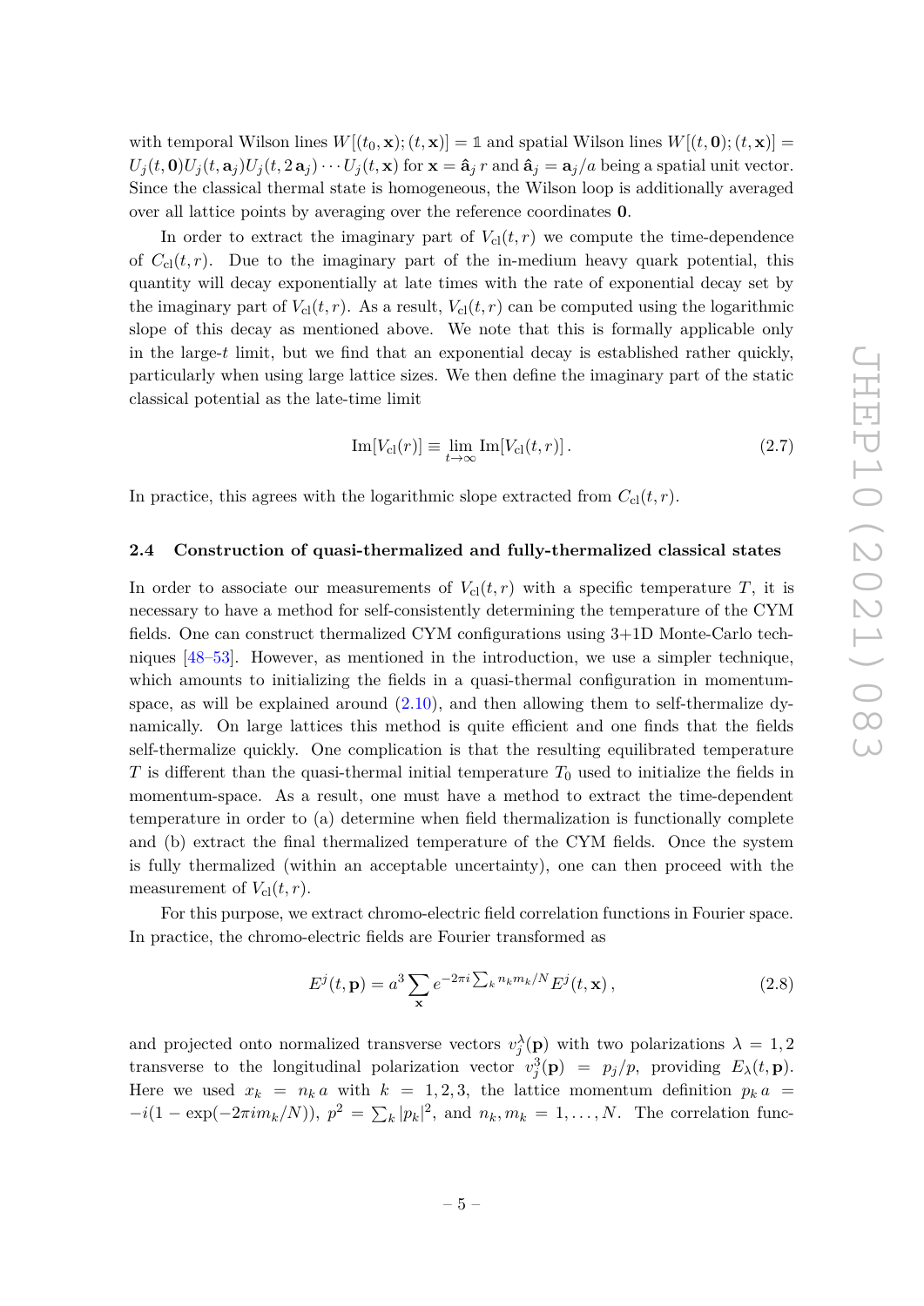with temporal Wilson lines $W[(t_0, \mathbf{x}); (t, \mathbf{x})] = \mathbb{1}$ and spatial Wilson lines $W[(t, \mathbf{0}); (t, \mathbf{x})] = U_j(t, \mathbf{0}) U_j(t, \mathbf{a}_j) U_j(t, 2\,\mathbf{a}_j) \cdots U_j(t, \mathbf{x})$ for $\mathbf{x} = \hat{\mathbf{a}}_j\, r$ and $\hat{\mathbf{a}}_j = \mathbf{a}_j / a$ being a spatial unit vector. Since the classical thermal state is homogeneous, the Wilson loop is additionally averaged over all lattice points by averaging over the reference coordinates $\mathbf{0}$.

In order to extract the imaginary part of $V_{\text{cl}}(t, r)$ we compute the time-dependence of $C_{\text{cl}}(t, r)$. Due to the imaginary part of the in-medium heavy quark potential, this quantity will decay exponentially at late times with the rate of exponential decay set by the imaginary part of $V_{\text{cl}}(t, r)$. As a result, $V_{\text{cl}}(t, r)$ can be computed using the logarithmic slope of this decay as mentioned above. We note that this is formally applicable only in the large-$t$ limit, but we find that an exponential decay is established rather quickly, particularly when using large lattice sizes. We then define the imaginary part of the static classical potential as the late-time limit

$$\text{Im}[V_{\text{cl}}(r)] \equiv \lim_{t \to \infty} \text{Im}[V_{\text{cl}}(t, r)] \,. \tag{2.7}$$

In practice, this agrees with the logarithmic slope extracted from $C_{\text{cl}}(t, r)$.

### 2.4 Construction of quasi-thermalized and fully-thermalized classical states

In order to associate our measurements of $V_{\text{cl}}(t, r)$ with a specific temperature $T$, it is necessary to have a method for self-consistently determining the temperature of the CYM fields. One can construct thermalized CYM configurations using 3+1D Monte-Carlo techniques [48–53]. However, as mentioned in the introduction, we use a simpler technique, which amounts to initializing the fields in a quasi-thermal configuration in momentum-space, as will be explained around (2.10), and then allowing them to self-thermalize dynamically. On large lattices this method is quite efficient and one finds that the fields self-thermalize quickly. One complication is that the resulting equilibrated temperature $T$ is different than the quasi-thermal initial temperature $T_0$ used to initialize the fields in momentum-space. As a result, one must have a method to extract the time-dependent temperature in order to (a) determine when field thermalization is functionally complete and (b) extract the final thermalized temperature of the CYM fields. Once the system is fully thermalized (within an acceptable uncertainty), one can then proceed with the measurement of $V_{\text{cl}}(t, r)$.

For this purpose, we extract chromo-electric field correlation functions in Fourier space. In practice, the chromo-electric fields are Fourier transformed as

$$E^j(t, \mathbf{p}) = a^3 \sum_{\mathbf{x}} e^{-2\pi i \sum_k n_k m_k / N} E^j(t, \mathbf{x}) \,, \tag{2.8}$$

and projected onto normalized transverse vectors $v_j^\lambda(\mathbf{p})$ with two polarizations $\lambda = 1, 2$ transverse to the longitudinal polarization vector $v_j^3(\mathbf{p}) = p_j / p$, providing $E_\lambda(t, \mathbf{p})$. Here we used $x_k = n_k\, a$ with $k = 1, 2, 3$, the lattice momentum definition $p_k\, a = -i(1 - \exp(-2\pi i m_k / N))$, $p^2 = \sum_k |p_k|^2$, and $n_k, m_k = 1, \ldots, N$. The correlation func-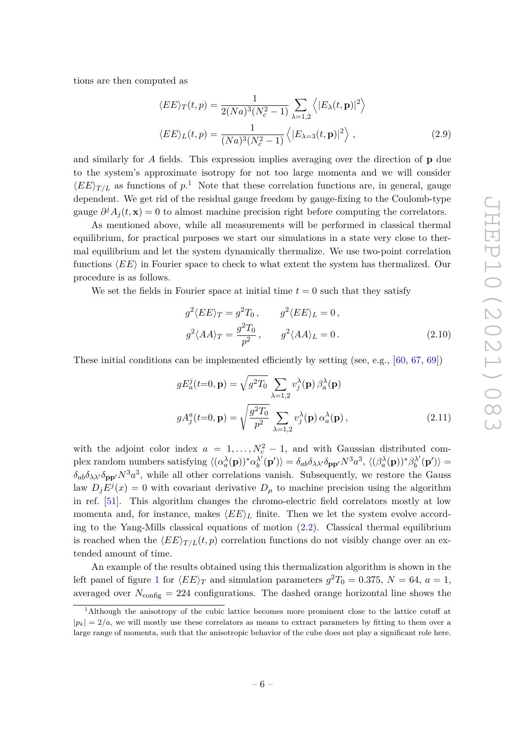tions are then computed as

$$\langle EE\rangle_T(t,p) = \frac{1}{2(Na)^3(N_c^2-1)} \sum_{\lambda=1,2} \left\langle |E_\lambda(t,\mathbf{p})|^2 \right\rangle$$
$$\langle EE\rangle_L(t,p) = \frac{1}{(Na)^3(N_c^2-1)} \left\langle |E_{\lambda=3}(t,\mathbf{p})|^2 \right\rangle , \tag{2.9}$$

and similarly for $A$ fields. This expression implies averaging over the direction of $\mathbf{p}$ due to the system's approximate isotropy for not too large momenta and we will consider $\langle EE\rangle_{T/L}$ as functions of $p$.[1] Note that these correlation functions are, in general, gauge dependent. We get rid of the residual gauge freedom by gauge-fixing to the Coulomb-type gauge $\partial^j A_j(t,\mathbf{x}) = 0$ to almost machine precision right before computing the correlators.

As mentioned above, while all measurements will be performed in classical thermal equilibrium, for practical purposes we start our simulations in a state very close to thermal equilibrium and let the system dynamically thermalize. We use two-point correlation functions $\langle EE\rangle$ in Fourier space to check to what extent the system has thermalized. Our procedure is as follows.

We set the fields in Fourier space at initial time $t = 0$ such that they satisfy

$$g^2\langle EE\rangle_T = g^2 T_0\,, \qquad g^2\langle EE\rangle_L = 0\,,$$
$$g^2\langle AA\rangle_T = \frac{g^2 T_0}{p^2}\,, \qquad g^2\langle AA\rangle_L = 0\,. \tag{2.10}$$

These initial conditions can be implemented efficiently by setting (see, e.g., [60, 67, 69])

$$gE_a^j(t{=}0,\mathbf{p}) = \sqrt{g^2 T_0} \sum_{\lambda=1,2} v_j^\lambda(\mathbf{p})\, \beta_a^\lambda(\mathbf{p})$$
$$gA_j^a(t{=}0,\mathbf{p}) = \sqrt{\frac{g^2 T_0}{p^2}} \sum_{\lambda=1,2} v_j^\lambda(\mathbf{p})\, \alpha_a^\lambda(\mathbf{p})\,, \tag{2.11}$$

with the adjoint color index $a = 1,\ldots,N_c^2-1$, and with Gaussian distributed complex random numbers satisfying $\langle(\alpha_a^\lambda(\mathbf{p}))^* \alpha_b^{\lambda'}(\mathbf{p}')\rangle = \delta_{ab}\delta_{\lambda\lambda'}\delta_{\mathbf{p}\mathbf{p}'}N^3a^3$, $\langle(\beta_a^\lambda(\mathbf{p}))^* \beta_b^{\lambda'}(\mathbf{p}')\rangle = \delta_{ab}\delta_{\lambda\lambda'}\delta_{\mathbf{p}\mathbf{p}'}N^3a^3$, while all other correlations vanish. Subsequently, we restore the Gauss law $D_j E^j(x) = 0$ with covariant derivative $D_\mu$ to machine precision using the algorithm in ref. [51]. This algorithm changes the chromo-electric field correlators mostly at low momenta and, for instance, makes $\langle EE\rangle_L$ finite. Then we let the system evolve according to the Yang-Mills classical equations of motion (2.2). Classical thermal equilibrium is reached when the $\langle EE\rangle_{T/L}(t,p)$ correlation functions do not visibly change over an extended amount of time.

An example of the results obtained using this thermalization algorithm is shown in the left panel of figure 1 for $\langle EE\rangle_T$ and simulation parameters $g^2T_0 = 0.375$, $N = 64$, $a = 1$, averaged over $N_{\text{config}} = 224$ configurations. The dashed orange horizontal line shows the

[1] Although the anisotropy of the cubic lattice becomes more prominent close to the lattice cutoff at $|p_k| = 2/a$, we will mostly use these correlators as means to extract parameters by fitting to them over a large range of momenta, such that the anisotropic behavior of the cube does not play a significant role here.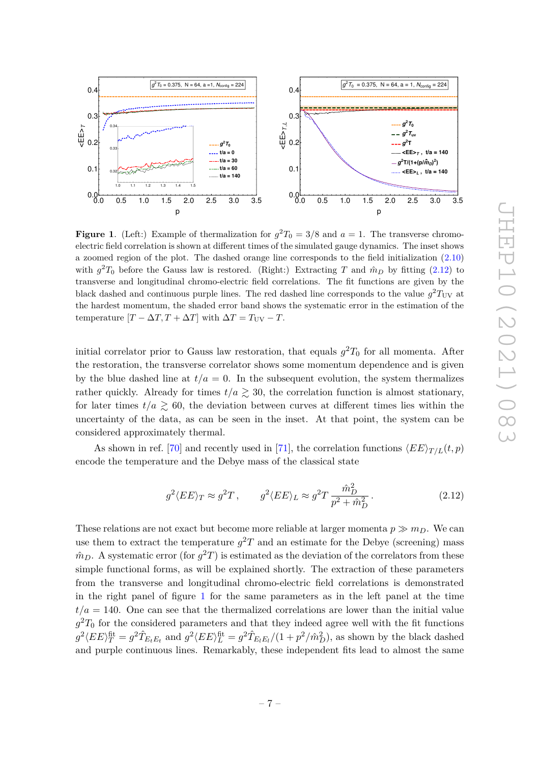$g^2T_0 = 0.375,\ N = 64,\ a = 1,\ N_{config} = 224$

<EE>$_T$

p

$g^2T_0$

t/a = 0

t/a = 30

t/a = 60

t/a = 140

$g^2T_0 = 0.375,\ N = 64,\ a = 1,\ N_{config} = 224$

<EE>$_{T,L}$

p

$g^2T_0$

$g^2T_{uv}$

$g^2T$

<EE>$_T$, t/a = 140

$g^2T/(1+(p/\hat{m}_D)^2)$

<EE>$_L$, t/a = 140

**Figure 1**. (Left:) Example of thermalization for $g^2T_0 = 3/8$ and $a = 1$. The transverse chromo-electric field correlation is shown at different times of the simulated gauge dynamics. The inset shows a zoomed region of the plot. The dashed orange line corresponds to the field initialization (2.10) with $g^2T_0$ before the Gauss law is restored. (Right:) Extracting $T$ and $\hat{m}_D$ by fitting (2.12) to transverse and longitudinal chromo-electric field correlations. The fit functions are given by the black dashed and continuous purple lines. The red dashed line corresponds to the value $g^2T_{\mathrm{UV}}$ at the hardest momentum, the shaded error band shows the systematic error in the estimation of the temperature $[T - \Delta T, T + \Delta T]$ with $\Delta T = T_{\mathrm{UV}} - T$.

initial correlator prior to Gauss law restoration, that equals $g^2T_0$ for all momenta. After the restoration, the transverse correlator shows some momentum dependence and is given by the blue dashed line at $t/a = 0$. In the subsequent evolution, the system thermalizes rather quickly. Already for times $t/a \gtrsim 30$, the correlation function is almost stationary, for later times $t/a \gtrsim 60$, the deviation between curves at different times lies within the uncertainty of the data, as can be seen in the inset. At that point, the system can be considered approximately thermal.

As shown in ref. [70] and recently used in [71], the correlation functions $\langle EE\rangle_{T/L}(t,p)$ encode the temperature and the Debye mass of the classical state

$$g^2\langle EE\rangle_T \approx g^2T\,, \qquad g^2\langle EE\rangle_L \approx g^2T\,\frac{\hat{m}_D^2}{p^2+\hat{m}_D^2}\,. \tag{2.12}$$

These relations are not exact but become more reliable at larger momenta $p \gg m_D$. We can use them to extract the temperature $g^2T$ and an estimate for the Debye (screening) mass $\hat{m}_D$. A systematic error (for $g^2T$) is estimated as the deviation of the correlators from these simple functional forms, as will be explained shortly. The extraction of these parameters from the transverse and longitudinal chromo-electric field correlations is demonstrated in the right panel of figure 1 for the same parameters as in the left panel at the time $t/a = 140$. One can see that the thermalized correlations are lower than the initial value $g^2T_0$ for the considered parameters and that they indeed agree well with the fit functions $g^2\langle EE\rangle_T^{\mathrm{fit}} = g^2\hat{T}_{E_tE_t}$ and $g^2\langle EE\rangle_L^{\mathrm{fit}} = g^2\hat{T}_{E_lE_l}/(1+p^2/\hat{m}_D^2)$, as shown by the black dashed and purple continuous lines. Remarkably, these independent fits lead to almost the same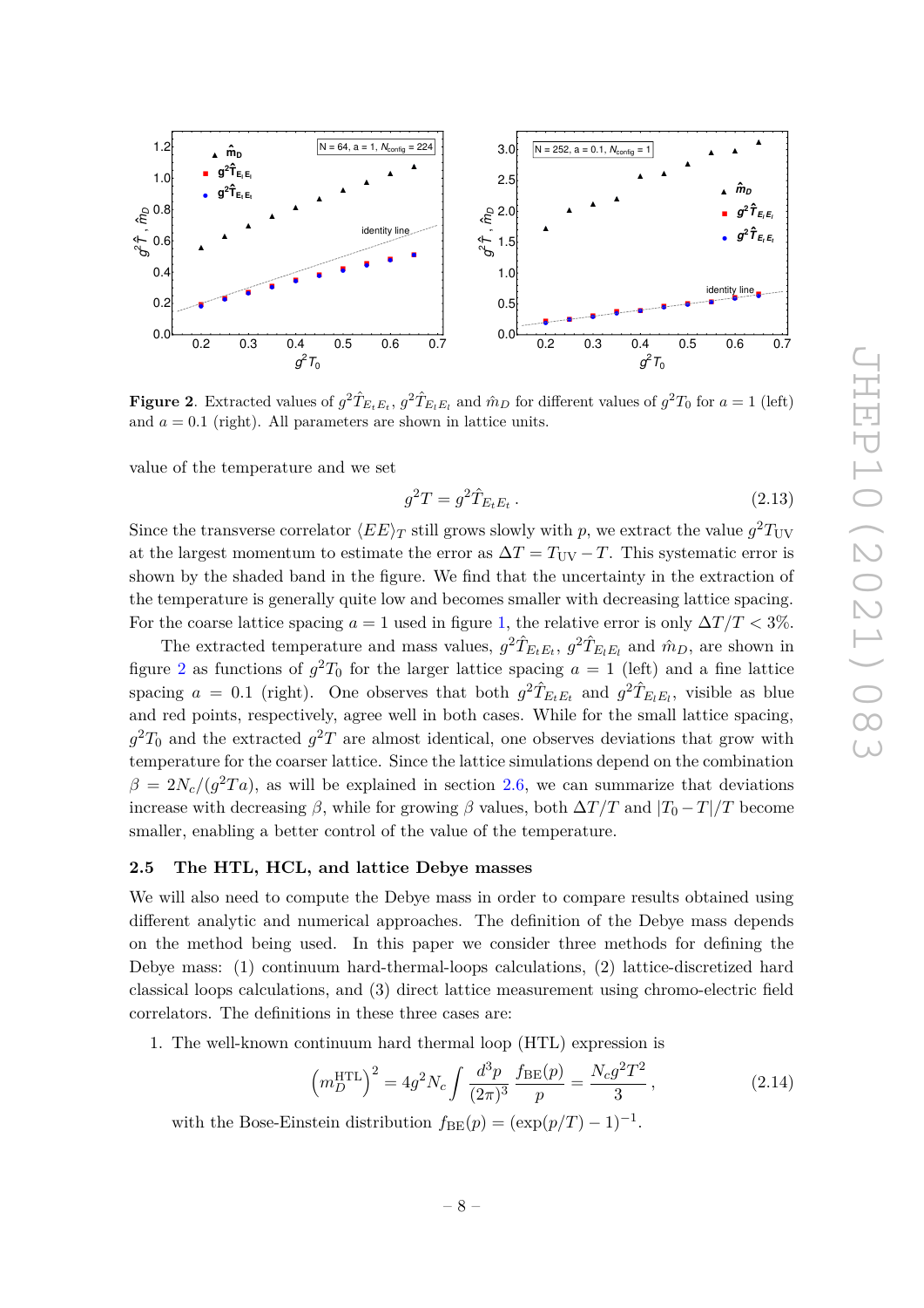N = 64, a = 1, $N_{config}$ = 224

$\hat{m}_D$

$g^2\hat{T}_{E_l E_l}$

$g^2\hat{T}_{E_t E_t}$

identity line

$g^2\hat{T}$, $\hat{m}_D$

$g^2 T_0$

1.2, 1.0, 0.8, 0.6, 0.4, 0.2, 0.0

0.2, 0.3, 0.4, 0.5, 0.6, 0.7

N = 252, a = 0.1, $N_{config}$ = 1

$\hat{m}_D$

$g^2\hat{T}_{E_l E_l}$

$g^2\hat{T}_{E_t E_t}$

identity line

$g^2\hat{T}$, $\hat{m}_D$

$g^2 T_0$

3.0, 2.5, 2.0, 1.5, 1.0, 0.5, 0.0

0.2, 0.3, 0.4, 0.5, 0.6, 0.7

**Figure 2**. Extracted values of $g^2\hat{T}_{E_tE_t}$, $g^2\hat{T}_{E_lE_l}$ and $\hat{m}_D$ for different values of $g^2T_0$ for $a = 1$ (left) and $a = 0.1$ (right). All parameters are shown in lattice units.

value of the temperature and we set

$$g^2T = g^2\hat{T}_{E_tE_t}\,. \tag{2.13}$$

Since the transverse correlator $\langle EE\rangle_T$ still grows slowly with $p$, we extract the value $g^2T_{\rm UV}$ at the largest momentum to estimate the error as $\Delta T = T_{\rm UV} - T$. This systematic error is shown by the shaded band in the figure. We find that the uncertainty in the extraction of the temperature is generally quite low and becomes smaller with decreasing lattice spacing. For the coarse lattice spacing $a = 1$ used in figure 1, the relative error is only $\Delta T/T < 3\%$.

The extracted temperature and mass values, $g^2\hat{T}_{E_tE_t}$, $g^2\hat{T}_{E_lE_l}$ and $\hat{m}_D$, are shown in figure 2 as functions of $g^2T_0$ for the larger lattice spacing $a = 1$ (left) and a fine lattice spacing $a = 0.1$ (right). One observes that both $g^2\hat{T}_{E_tE_t}$ and $g^2\hat{T}_{E_lE_l}$, visible as blue and red points, respectively, agree well in both cases. While for the small lattice spacing, $g^2T_0$ and the extracted $g^2T$ are almost identical, one observes deviations that grow with temperature for the coarser lattice. Since the lattice simulations depend on the combination $\beta = 2N_c/(g^2Ta)$, as will be explained in section 2.6, we can summarize that deviations increase with decreasing $\beta$, while for growing $\beta$ values, both $\Delta T/T$ and $|T_0 - T|/T$ become smaller, enabling a better control of the value of the temperature.

### 2.5 The HTL, HCL, and lattice Debye masses

We will also need to compute the Debye mass in order to compare results obtained using different analytic and numerical approaches. The definition of the Debye mass depends on the method being used. In this paper we consider three methods for defining the Debye mass: (1) continuum hard-thermal-loops calculations, (2) lattice-discretized hard classical loops calculations, and (3) direct lattice measurement using chromo-electric field correlators. The definitions in these three cases are:

1. The well-known continuum hard thermal loop (HTL) expression is

$$\left(m_D^{\rm HTL}\right)^2 = 4g^2N_c\int\frac{d^3p}{(2\pi)^3}\frac{f_{\rm BE}(p)}{p} = \frac{N_cg^2T^2}{3}\,, \tag{2.14}$$

with the Bose-Einstein distribution $f_{\rm BE}(p) = (\exp(p/T) - 1)^{-1}$.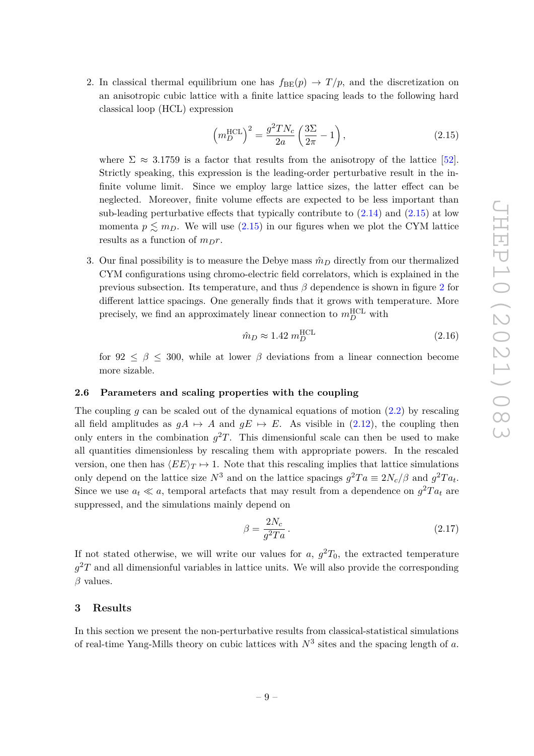2. In classical thermal equilibrium one has $f_{\mathrm{BE}}(p) \to T/p$, and the discretization on an anisotropic cubic lattice with a finite lattice spacing leads to the following hard classical loop (HCL) expression

$$\left(m_D^{\mathrm{HCL}}\right)^2 = \frac{g^2 T N_c}{2a}\left(\frac{3\Sigma}{2\pi} - 1\right), \tag{2.15}$$

   where $\Sigma \approx 3.1759$ is a factor that results from the anisotropy of the lattice [52]. Strictly speaking, this expression is the leading-order perturbative result in the infinite volume limit. Since we employ large lattice sizes, the latter effect can be neglected. Moreover, finite volume effects are expected to be less important than sub-leading perturbative effects that typically contribute to (2.14) and (2.15) at low momenta $p \lesssim m_D$. We will use (2.15) in our figures when we plot the CYM lattice results as a function of $m_D r$.

3. Our final possibility is to measure the Debye mass $\hat{m}_D$ directly from our thermalized CYM configurations using chromo-electric field correlators, which is explained in the previous subsection. Its temperature, and thus $\beta$ dependence is shown in figure 2 for different lattice spacings. One generally finds that it grows with temperature. More precisely, we find an approximately linear connection to $m_D^{\mathrm{HCL}}$ with

$$\hat{m}_D \approx 1.42\, m_D^{\mathrm{HCL}} \tag{2.16}$$

   for $92 \leq \beta \leq 300$, while at lower $\beta$ deviations from a linear connection become more sizable.

### 2.6 Parameters and scaling properties with the coupling

The coupling $g$ can be scaled out of the dynamical equations of motion (2.2) by rescaling all field amplitudes as $gA \mapsto A$ and $gE \mapsto E$. As visible in (2.12), the coupling then only enters in the combination $g^2T$. This dimensionful scale can then be used to make all quantities dimensionless by rescaling them with appropriate powers. In the rescaled version, one then has $\langle EE \rangle_T \mapsto 1$. Note that this rescaling implies that lattice simulations only depend on the lattice size $N^3$ and on the lattice spacings $g^2Ta \equiv 2N_c/\beta$ and $g^2Ta_t$. Since we use $a_t \ll a$, temporal artefacts that may result from a dependence on $g^2Ta_t$ are suppressed, and the simulations mainly depend on

$$\beta = \frac{2N_c}{g^2 T a}\,. \tag{2.17}$$

If not stated otherwise, we will write our values for $a$, $g^2T_0$, the extracted temperature $g^2T$ and all dimensionful variables in lattice units. We will also provide the corresponding $\beta$ values.

## 3 Results

In this section we present the non-perturbative results from classical-statistical simulations of real-time Yang-Mills theory on cubic lattices with $N^3$ sites and the spacing length of $a$.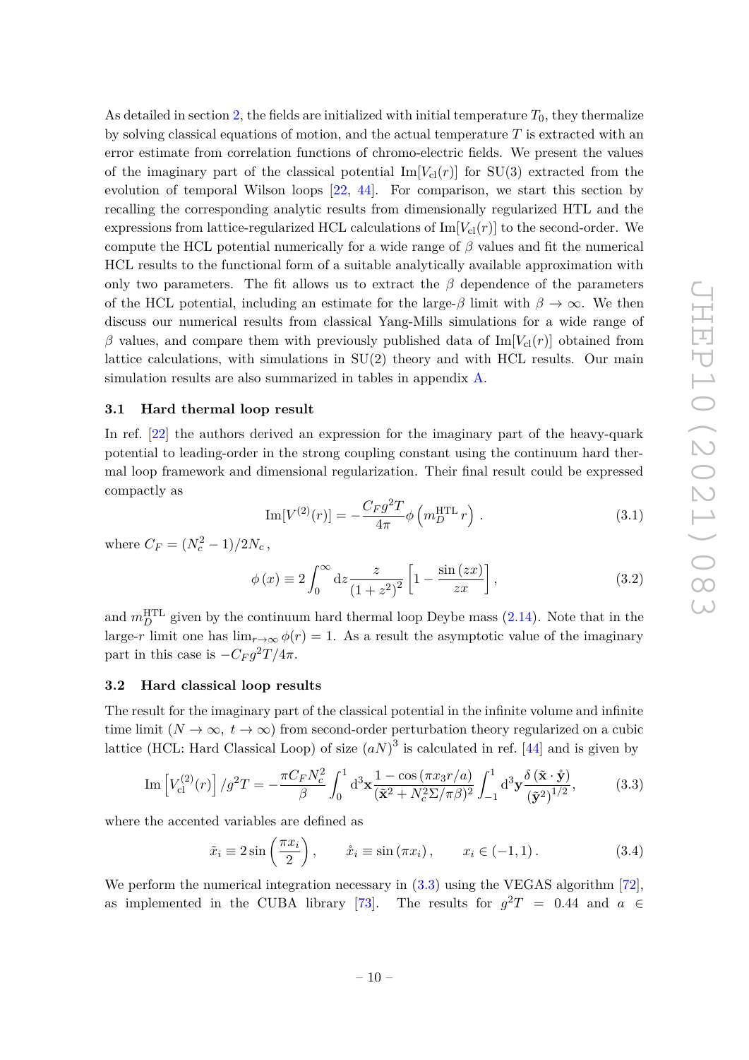As detailed in section 2, the fields are initialized with initial temperature $T_0$, they thermalize by solving classical equations of motion, and the actual temperature $T$ is extracted with an error estimate from correlation functions of chromo-electric fields. We present the values of the imaginary part of the classical potential $\mathrm{Im}[V_{\mathrm{cl}}(r)]$ for SU(3) extracted from the evolution of temporal Wilson loops [22, 44]. For comparison, we start this section by recalling the corresponding analytic results from dimensionally regularized HTL and the expressions from lattice-regularized HCL calculations of $\mathrm{Im}[V_{\mathrm{cl}}(r)]$ to the second-order. We compute the HCL potential numerically for a wide range of $\beta$ values and fit the numerical HCL results to the functional form of a suitable analytically available approximation with only two parameters. The fit allows us to extract the $\beta$ dependence of the parameters of the HCL potential, including an estimate for the large-$\beta$ limit with $\beta \to \infty$. We then discuss our numerical results from classical Yang-Mills simulations for a wide range of $\beta$ values, and compare them with previously published data of $\mathrm{Im}[V_{\mathrm{cl}}(r)]$ obtained from lattice calculations, with simulations in SU(2) theory and with HCL results. Our main simulation results are also summarized in tables in appendix A.

### 3.1 Hard thermal loop result

In ref. [22] the authors derived an expression for the imaginary part of the heavy-quark potential to leading-order in the strong coupling constant using the continuum hard thermal loop framework and dimensional regularization. Their final result could be expressed compactly as

$$\mathrm{Im}[V^{(2)}(r)] = -\frac{C_F g^2 T}{4\pi} \phi\left(m_D^{\mathrm{HTL}}\, r\right) . \tag{3.1}$$

where $C_F = (N_c^2 - 1)/2N_c$ ,

$$\phi(x) \equiv 2 \int_0^\infty \mathrm{d}z \frac{z}{(1+z^2)^2} \left[1 - \frac{\sin(zx)}{zx}\right], \tag{3.2}$$

and $m_D^{\mathrm{HTL}}$ given by the continuum hard thermal loop Deybe mass (2.14). Note that in the large-$r$ limit one has $\lim_{r\to\infty} \phi(r) = 1$. As a result the asymptotic value of the imaginary part in this case is $-C_F g^2 T/4\pi$.

### 3.2 Hard classical loop results

The result for the imaginary part of the classical potential in the infinite volume and infinite time limit ($N \to \infty$, $t \to \infty$) from second-order perturbation theory regularized on a cubic lattice (HCL: Hard Classical Loop) of size $(aN)^3$ is calculated in ref. [44] and is given by

$$\mathrm{Im}\left[V_{\mathrm{cl}}^{(2)}(r)\right]/g^2T = -\frac{\pi C_F N_c^2}{\beta} \int_0^1 \mathrm{d}^3\mathbf{x} \frac{1-\cos(\pi x_3 r/a)}{(\tilde{\mathbf{x}}^2 + N_c^2 \Sigma/\pi\beta)^2} \int_{-1}^1 \mathrm{d}^3\mathbf{y} \frac{\delta(\tilde{\mathbf{x}}\cdot\mathring{\mathbf{y}})}{(\tilde{\mathbf{y}}^2)^{1/2}}, \tag{3.3}$$

where the accented variables are defined as

$$\tilde{x}_i \equiv 2\sin\left(\frac{\pi x_i}{2}\right), \qquad \mathring{x}_i \equiv \sin(\pi x_i), \qquad x_i \in (-1,1). \tag{3.4}$$

We perform the numerical integration necessary in (3.3) using the VEGAS algorithm [72], as implemented in the CUBA library [73]. The results for $g^2T = 0.44$ and $a \in$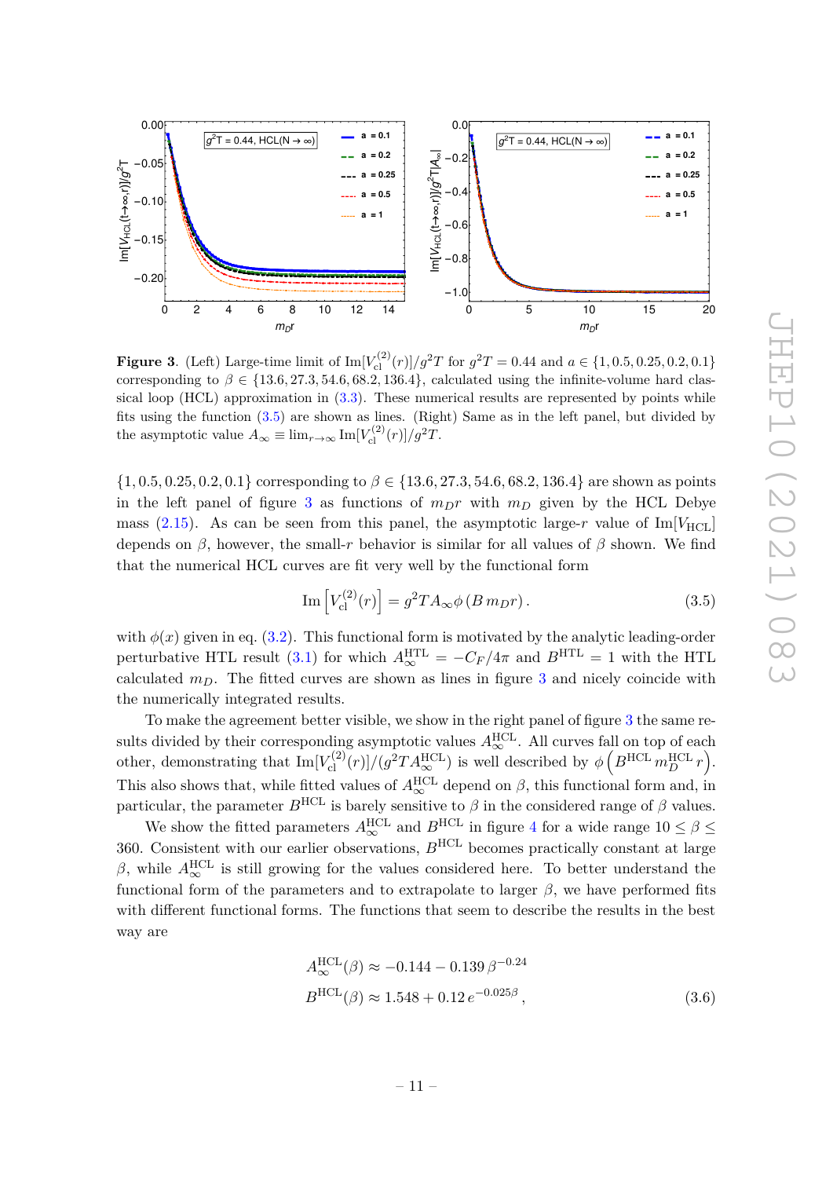$g^2T = 0.44$, HCL($N \to \infty$)

a = 0.1
a = 0.2
a = 0.25
a = 0.5
a = 1

$\mathrm{Im}[V_{\mathrm{HCL}}(t\to\infty,r)]/g^2T$

0.00
−0.05
−0.10
−0.15
−0.20

0 2 4 6 8 10 12 14

$m_D r$

$g^2T = 0.44$, HCL($N \to \infty$)

a = 0.1
a = 0.2
a = 0.25
a = 0.5
a = 1

$\mathrm{Im}[V_{\mathrm{HCL}}(t\to\infty,r)]/g^2T|A_\infty|$

0.0
−0.2
−0.4
−0.6
−0.8
−1.0

0 5 10 15 20

$m_D r$

**Figure 3**. (Left) Large-time limit of $\mathrm{Im}[V_{\mathrm{cl}}^{(2)}(r)]/g^2T$ for $g^2T = 0.44$ and $a \in \{1, 0.5, 0.25, 0.2, 0.1\}$ corresponding to $\beta \in \{13.6, 27.3, 54.6, 68.2, 136.4\}$, calculated using the infinite-volume hard classical loop (HCL) approximation in (3.3). These numerical results are represented by points while fits using the function (3.5) are shown as lines. (Right) Same as in the left panel, but divided by the asymptotic value $A_\infty \equiv \lim_{r\to\infty} \mathrm{Im}[V_{\mathrm{cl}}^{(2)}(r)]/g^2T$.

$\{1, 0.5, 0.25, 0.2, 0.1\}$ corresponding to $\beta \in \{13.6, 27.3, 54.6, 68.2, 136.4\}$ are shown as points in the left panel of figure 3 as functions of $m_D r$ with $m_D$ given by the HCL Debye mass (2.15). As can be seen from this panel, the asymptotic large-$r$ value of $\mathrm{Im}[V_{\mathrm{HCL}}]$ depends on $\beta$, however, the small-$r$ behavior is similar for all values of $\beta$ shown. We find that the numerical HCL curves are fit very well by the functional form

$$\mathrm{Im}\left[V_{\mathrm{cl}}^{(2)}(r)\right] = g^2 T A_\infty \phi\left(B\, m_D r\right). \tag{3.5}$$

with $\phi(x)$ given in eq. (3.2). This functional form is motivated by the analytic leading-order perturbative HTL result (3.1) for which $A_\infty^{\mathrm{HTL}} = -C_F/4\pi$ and $B^{\mathrm{HTL}} = 1$ with the HTL calculated $m_D$. The fitted curves are shown as lines in figure 3 and nicely coincide with the numerically integrated results.

To make the agreement better visible, we show in the right panel of figure 3 the same results divided by their corresponding asymptotic values $A_\infty^{\mathrm{HCL}}$. All curves fall on top of each other, demonstrating that $\mathrm{Im}[V_{\mathrm{cl}}^{(2)}(r)]/(g^2 T A_\infty^{\mathrm{HCL}})$ is well described by $\phi\left(B^{\mathrm{HCL}}\, m_D^{\mathrm{HCL}}\, r\right)$. This also shows that, while fitted values of $A_\infty^{\mathrm{HCL}}$ depend on $\beta$, this functional form and, in particular, the parameter $B^{\mathrm{HCL}}$ is barely sensitive to $\beta$ in the considered range of $\beta$ values.

We show the fitted parameters $A_\infty^{\mathrm{HCL}}$ and $B^{\mathrm{HCL}}$ in figure 4 for a wide range $10 \leq \beta \leq 360$. Consistent with our earlier observations, $B^{\mathrm{HCL}}$ becomes practically constant at large $\beta$, while $A_\infty^{\mathrm{HCL}}$ is still growing for the values considered here. To better understand the functional form of the parameters and to extrapolate to larger $\beta$, we have performed fits with different functional forms. The functions that seem to describe the results in the best way are

$$\begin{aligned} A_\infty^{\mathrm{HCL}}(\beta) &\approx -0.144 - 0.139\, \beta^{-0.24} \\ B^{\mathrm{HCL}}(\beta) &\approx 1.548 + 0.12\, e^{-0.025\beta}\,, \end{aligned} \tag{3.6}$$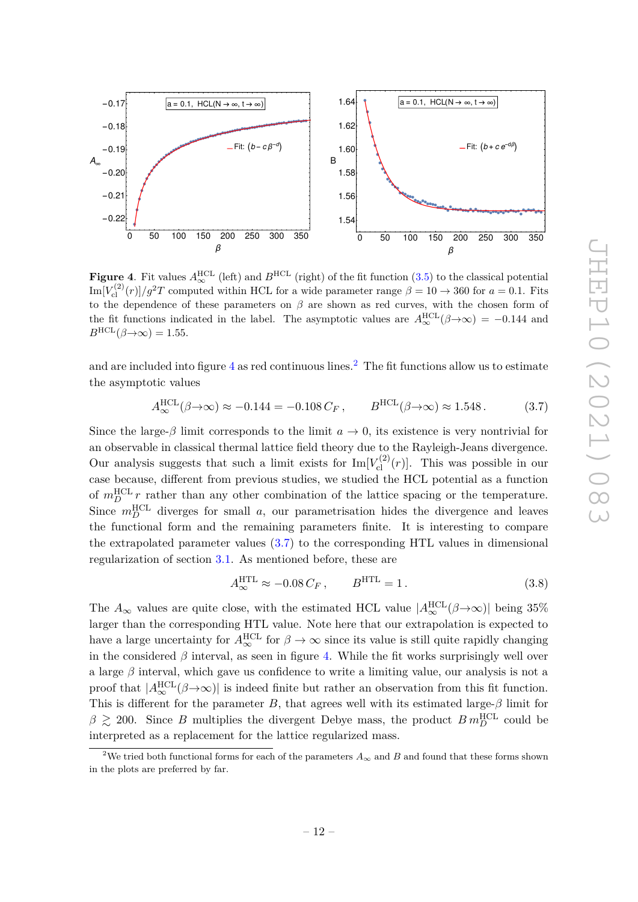a = 0.1, HCL(N → ∞, t → ∞)

$A_\infty$

−0.17
−0.18
−0.19
−0.20
−0.21
−0.22

0 50 100 150 200 250 300 350

$\beta$

Fit: $(b - c\,\beta^{-d})$

a = 0.1, HCL(N → ∞, t → ∞)

B

1.64
1.62
1.60
1.58
1.56
1.54

0 50 100 150 200 250 300 350

$\beta$

Fit: $(b + c\,e^{-d\beta})$

**Figure 4**. Fit values $A_\infty^{\rm HCL}$ (left) and $B^{\rm HCL}$ (right) of the fit function (3.5) to the classical potential $\text{Im}[V_{\rm cl}^{(2)}(r)]/g^2T$ computed within HCL for a wide parameter range $\beta = 10 \to 360$ for $a = 0.1$. Fits to the dependence of these parameters on $\beta$ are shown as red curves, with the chosen form of the fit functions indicated in the label. The asymptotic values are $A_\infty^{\rm HCL}(\beta\to\infty) = -0.144$ and $B^{\rm HCL}(\beta\to\infty) = 1.55$.

and are included into figure 4 as red continuous lines.[2] The fit functions allow us to estimate the asymptotic values

$$A_\infty^{\rm HCL}(\beta\to\infty) \approx -0.144 = -0.108\, C_F\,, \qquad B^{\rm HCL}(\beta\to\infty) \approx 1.548\,. \tag{3.7}$$

Since the large-$\beta$ limit corresponds to the limit $a \to 0$, its existence is very nontrivial for an observable in classical thermal lattice field theory due to the Rayleigh-Jeans divergence. Our analysis suggests that such a limit exists for $\text{Im}[V_{\rm cl}^{(2)}(r)]$. This was possible in our case because, different from previous studies, we studied the HCL potential as a function of $m_D^{\rm HCL}\, r$ rather than any other combination of the lattice spacing or the temperature. Since $m_D^{\rm HCL}$ diverges for small $a$, our parametrisation hides the divergence and leaves the functional form and the remaining parameters finite. It is interesting to compare the extrapolated parameter values (3.7) to the corresponding HTL values in dimensional regularization of section 3.1. As mentioned before, these are

$$A_\infty^{\rm HTL} \approx -0.08\, C_F\,, \qquad B^{\rm HTL} = 1\,. \tag{3.8}$$

The $A_\infty$ values are quite close, with the estimated HCL value $|A_\infty^{\rm HCL}(\beta\to\infty)|$ being 35% larger than the corresponding HTL value. Note here that our extrapolation is expected to have a large uncertainty for $A_\infty^{\rm HCL}$ for $\beta \to \infty$ since its value is still quite rapidly changing in the considered $\beta$ interval, as seen in figure 4. While the fit works surprisingly well over a large $\beta$ interval, which gave us confidence to write a limiting value, our analysis is not a proof that $|A_\infty^{\rm HCL}(\beta\to\infty)|$ is indeed finite but rather an observation from this fit function. This is different for the parameter $B$, that agrees well with its estimated large-$\beta$ limit for $\beta \gtrsim 200$. Since $B$ multiplies the divergent Debye mass, the product $B\, m_D^{\rm HCL}$ could be interpreted as a replacement for the lattice regularized mass.

[2] We tried both functional forms for each of the parameters $A_\infty$ and $B$ and found that these forms shown in the plots are preferred by far.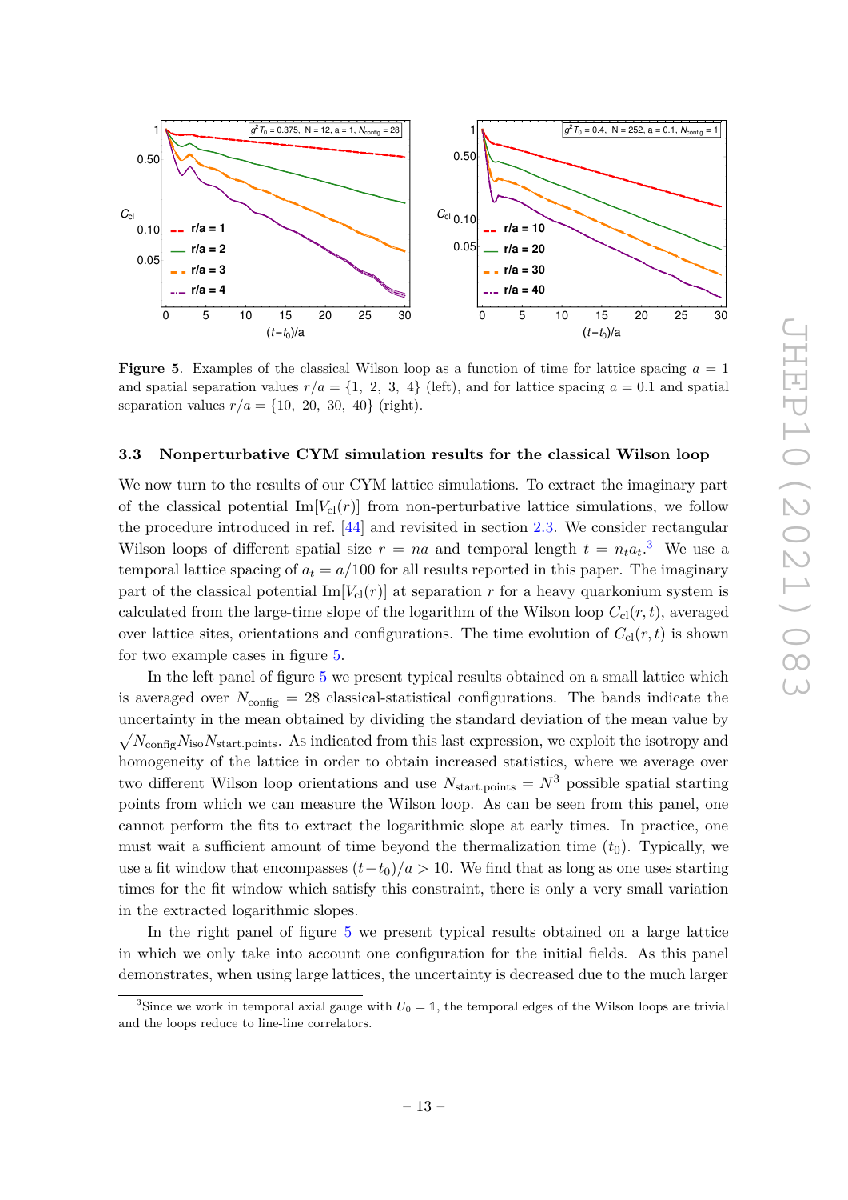$g^2 T_0 = 0.375$, N = 12, a = 1, $N_{\text{config}} = 28$

$C_{\text{cl}}$

1

0.50

0.10

0.05

r/a = 1

r/a = 2

r/a = 3

r/a = 4

0 5 10 15 20 25 30

$(t-t_0)/a$

$g^2 T_0 = 0.4$, N = 252, a = 0.1, $N_{\text{config}} = 1$

$C_{\text{cl}}$

1

0.50

0.10

0.05

r/a = 10

r/a = 20

r/a = 30

r/a = 40

0 5 10 15 20 25 30

$(t-t_0)/a$

**Figure 5**. Examples of the classical Wilson loop as a function of time for lattice spacing $a = 1$ and spatial separation values $r/a = \{1, 2, 3, 4\}$ (left), and for lattice spacing $a = 0.1$ and spatial separation values $r/a = \{10, 20, 30, 40\}$ (right).

### 3.3 Nonperturbative CYM simulation results for the classical Wilson loop

We now turn to the results of our CYM lattice simulations. To extract the imaginary part of the classical potential $\text{Im}[V_{\text{cl}}(r)]$ from non-perturbative lattice simulations, we follow the procedure introduced in ref. [44] and revisited in section 2.3. We consider rectangular Wilson loops of different spatial size $r = na$ and temporal length $t = n_t a_t$.[3] We use a temporal lattice spacing of $a_t = a/100$ for all results reported in this paper. The imaginary part of the classical potential $\text{Im}[V_{\text{cl}}(r)]$ at separation $r$ for a heavy quarkonium system is calculated from the large-time slope of the logarithm of the Wilson loop $C_{\text{cl}}(r,t)$, averaged over lattice sites, orientations and configurations. The time evolution of $C_{\text{cl}}(r,t)$ is shown for two example cases in figure 5.

In the left panel of figure 5 we present typical results obtained on a small lattice which is averaged over $N_{\text{config}} = 28$ classical-statistical configurations. The bands indicate the uncertainty in the mean obtained by dividing the standard deviation of the mean value by $\sqrt{N_{\text{config}} N_{\text{iso}} N_{\text{start.points}}}$. As indicated from this last expression, we exploit the isotropy and homogeneity of the lattice in order to obtain increased statistics, where we average over two different Wilson loop orientations and use $N_{\text{start.points}} = N^3$ possible spatial starting points from which we can measure the Wilson loop. As can be seen from this panel, one cannot perform the fits to extract the logarithmic slope at early times. In practice, one must wait a sufficient amount of time beyond the thermalization time ($t_0$). Typically, we use a fit window that encompasses $(t-t_0)/a > 10$. We find that as long as one uses starting times for the fit window which satisfy this constraint, there is only a very small variation in the extracted logarithmic slopes.

In the right panel of figure 5 we present typical results obtained on a large lattice in which we only take into account one configuration for the initial fields. As this panel demonstrates, when using large lattices, the uncertainty is decreased due to the much larger

[3] Since we work in temporal axial gauge with $U_0 = \mathbb{1}$, the temporal edges of the Wilson loops are trivial and the loops reduce to line-line correlators.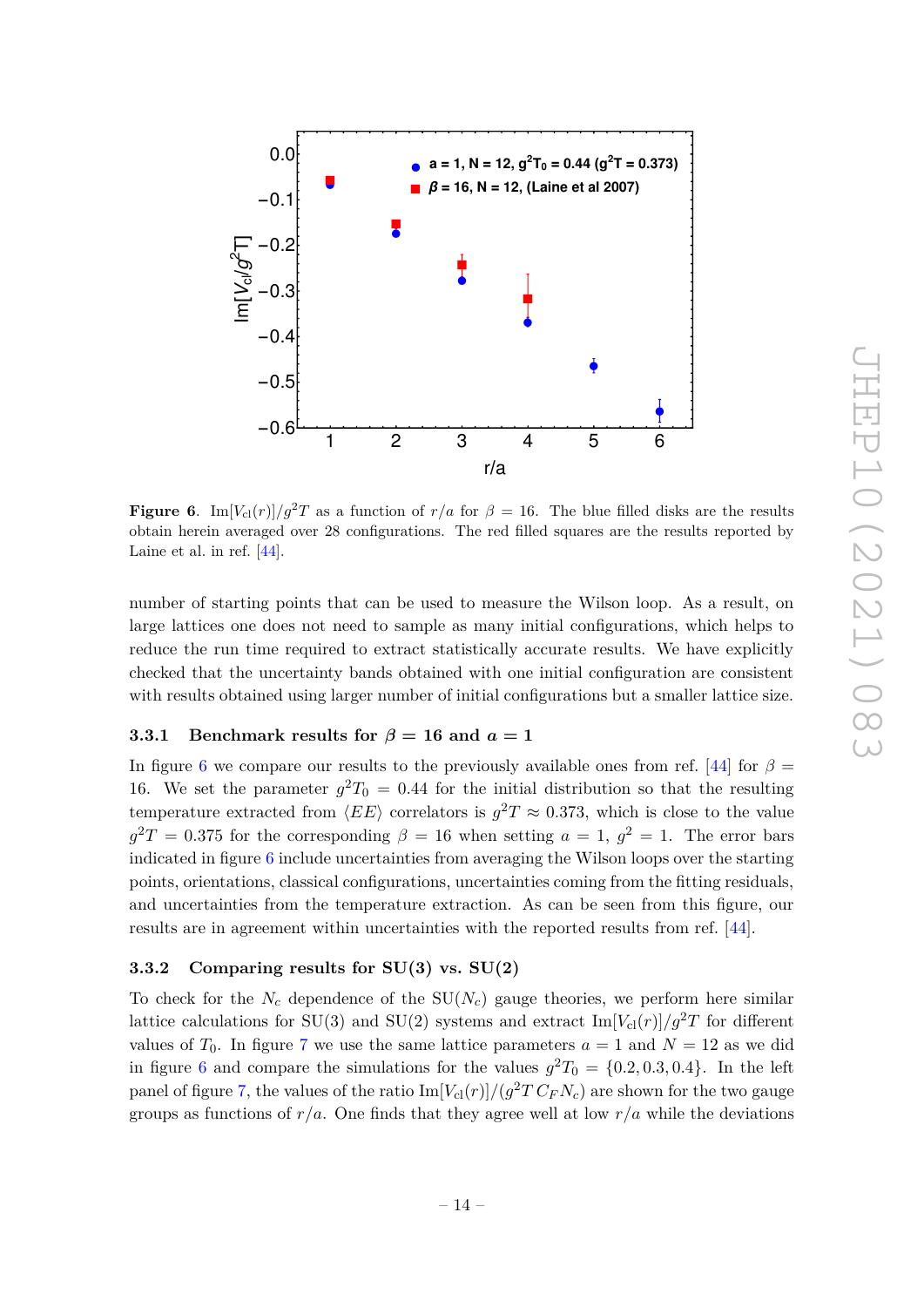0.0
−0.1
−0.2
−0.3
−0.4
−0.5
−0.6
1
2
3
4
5
6
r/a
Im[$V_{cl}/g^2T$]
a = 1, N = 12, $g^2T_0$ = 0.44 ($g^2T$ = 0.373)
β = 16, N = 12, (Laine et al 2007)

**Figure 6**. $\text{Im}[V_{\text{cl}}(r)]/g^2T$ as a function of $r/a$ for $\beta = 16$. The blue filled disks are the results obtain herein averaged over 28 configurations. The red filled squares are the results reported by Laine et al. in ref. [44].

number of starting points that can be used to measure the Wilson loop. As a result, on large lattices one does not need to sample as many initial configurations, which helps to reduce the run time required to extract statistically accurate results. We have explicitly checked that the uncertainty bands obtained with one initial configuration are consistent with results obtained using larger number of initial configurations but a smaller lattice size.

#### 3.3.1 Benchmark results for $\beta = 16$ and $a = 1$

In figure 6 we compare our results to the previously available ones from ref. [44] for $\beta = 16$. We set the parameter $g^2T_0 = 0.44$ for the initial distribution so that the resulting temperature extracted from $\langle EE \rangle$ correlators is $g^2T \approx 0.373$, which is close to the value $g^2T = 0.375$ for the corresponding $\beta = 16$ when setting $a = 1$, $g^2 = 1$. The error bars indicated in figure 6 include uncertainties from averaging the Wilson loops over the starting points, orientations, classical configurations, uncertainties coming from the fitting residuals, and uncertainties from the temperature extraction. As can be seen from this figure, our results are in agreement within uncertainties with the reported results from ref. [44].

#### 3.3.2 Comparing results for SU(3) vs. SU(2)

To check for the $N_c$ dependence of the SU($N_c$) gauge theories, we perform here similar lattice calculations for SU(3) and SU(2) systems and extract $\text{Im}[V_{\text{cl}}(r)]/g^2T$ for different values of $T_0$. In figure 7 we use the same lattice parameters $a = 1$ and $N = 12$ as we did in figure 6 and compare the simulations for the values $g^2T_0 = \{0.2, 0.3, 0.4\}$. In the left panel of figure 7, the values of the ratio $\text{Im}[V_{\text{cl}}(r)]/(g^2T\, C_F N_c)$ are shown for the two gauge groups as functions of $r/a$. One finds that they agree well at low $r/a$ while the deviations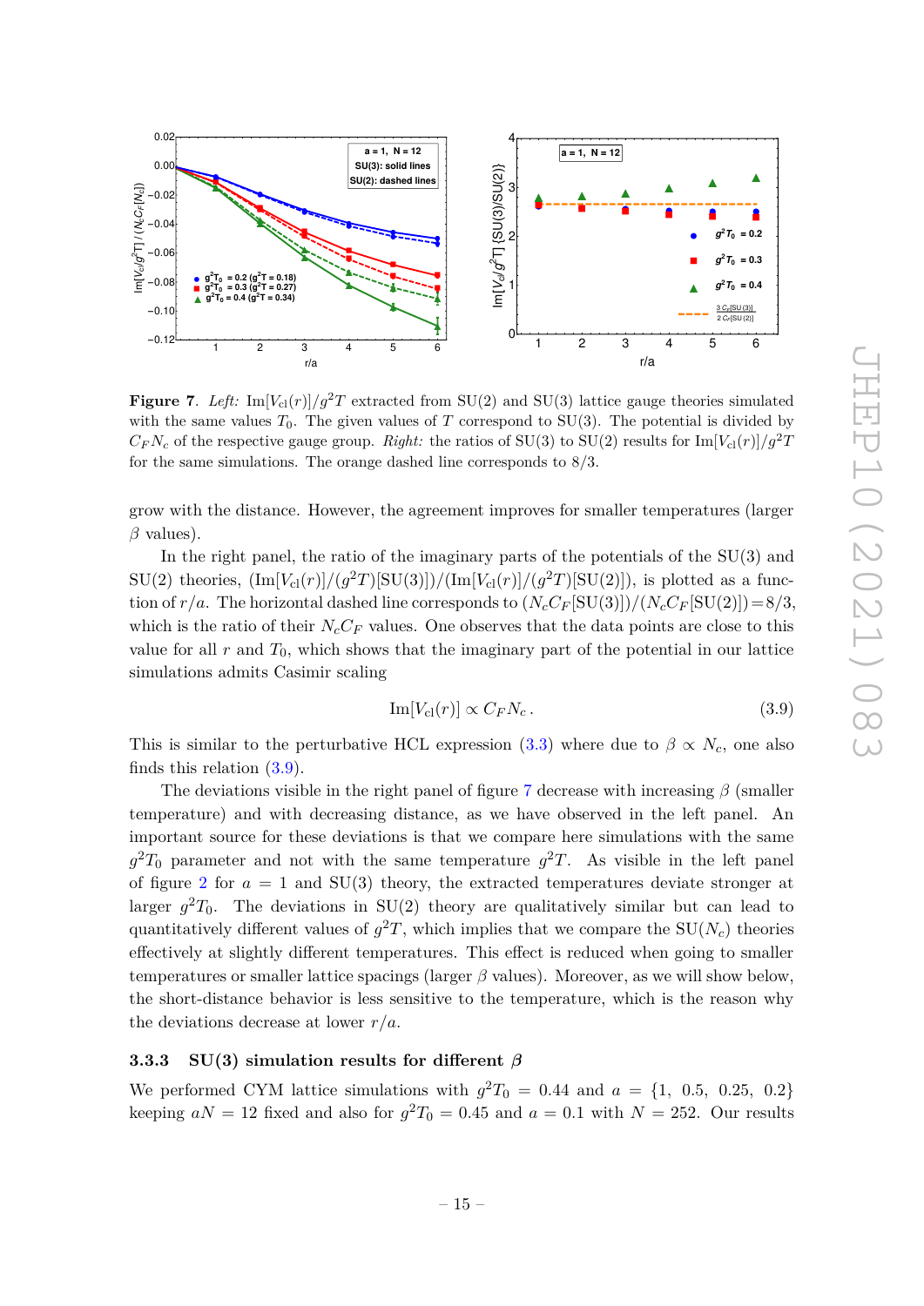a = 1, N = 12
SU(3): solid lines
SU(2): dashed lines

$\mathrm{Im}[V_{cl}/g^2T] / (N_c C_F[N_c])$

0.02
0.00
−0.02
−0.04
−0.06
−0.08
−0.10
−0.12

1 2 3 4 5 6

r/a

$g^2T_0 = 0.2$ ($g^2T = 0.18$)
$g^2T_0 = 0.3$ ($g^2T = 0.27$)
$g^2T_0 = 0.4$ ($g^2T = 0.34$)

a = 1, N = 12

$\mathrm{Im}[V_{cl}/g^2T]$ {SU(3)/SU(2)}

0 1 2 3 4

1 2 3 4 5 6

r/a

$g^2T_0 = 0.2$
$g^2T_0 = 0.3$
$g^2T_0 = 0.4$
$\frac{3\,C_F[\mathrm{SU(3)}]}{2\,C_F[\mathrm{SU(2)}]}$

**Figure 7**. *Left:* $\mathrm{Im}[V_{\mathrm{cl}}(r)]/g^2T$ extracted from SU(2) and SU(3) lattice gauge theories simulated with the same values $T_0$. The given values of $T$ correspond to SU(3). The potential is divided by $C_F N_c$ of the respective gauge group. *Right:* the ratios of SU(3) to SU(2) results for $\mathrm{Im}[V_{\mathrm{cl}}(r)]/g^2T$ for the same simulations. The orange dashed line corresponds to 8/3.

grow with the distance. However, the agreement improves for smaller temperatures (larger $\beta$ values).

In the right panel, the ratio of the imaginary parts of the potentials of the SU(3) and SU(2) theories, $(\mathrm{Im}[V_{\mathrm{cl}}(r)]/(g^2T)[\mathrm{SU(3)}])/(\mathrm{Im}[V_{\mathrm{cl}}(r)]/(g^2T)[\mathrm{SU(2)}])$, is plotted as a function of $r/a$. The horizontal dashed line corresponds to $(N_cC_F[\mathrm{SU(3)}])/(N_cC_F[\mathrm{SU(2)}])=8/3$, which is the ratio of their $N_cC_F$ values. One observes that the data points are close to this value for all $r$ and $T_0$, which shows that the imaginary part of the potential in our lattice simulations admits Casimir scaling

$$\mathrm{Im}[V_{\mathrm{cl}}(r)] \propto C_F N_c\,. \tag{3.9}$$

This is similar to the perturbative HCL expression (3.3) where due to $\beta \propto N_c$, one also finds this relation (3.9).

The deviations visible in the right panel of figure 7 decrease with increasing $\beta$ (smaller temperature) and with decreasing distance, as we have observed in the left panel. An important source for these deviations is that we compare here simulations with the same $g^2T_0$ parameter and not with the same temperature $g^2T$. As visible in the left panel of figure 2 for $a = 1$ and SU(3) theory, the extracted temperatures deviate stronger at larger $g^2T_0$. The deviations in SU(2) theory are qualitatively similar but can lead to quantitatively different values of $g^2T$, which implies that we compare the SU($N_c$) theories effectively at slightly different temperatures. This effect is reduced when going to smaller temperatures or smaller lattice spacings (larger $\beta$ values). Moreover, as we will show below, the short-distance behavior is less sensitive to the temperature, which is the reason why the deviations decrease at lower $r/a$.

### 3.3.3 SU(3) simulation results for different $\beta$

We performed CYM lattice simulations with $g^2T_0 = 0.44$ and $a = \{1,\ 0.5,\ 0.25,\ 0.2\}$ keeping $aN = 12$ fixed and also for $g^2T_0 = 0.45$ and $a = 0.1$ with $N = 252$. Our results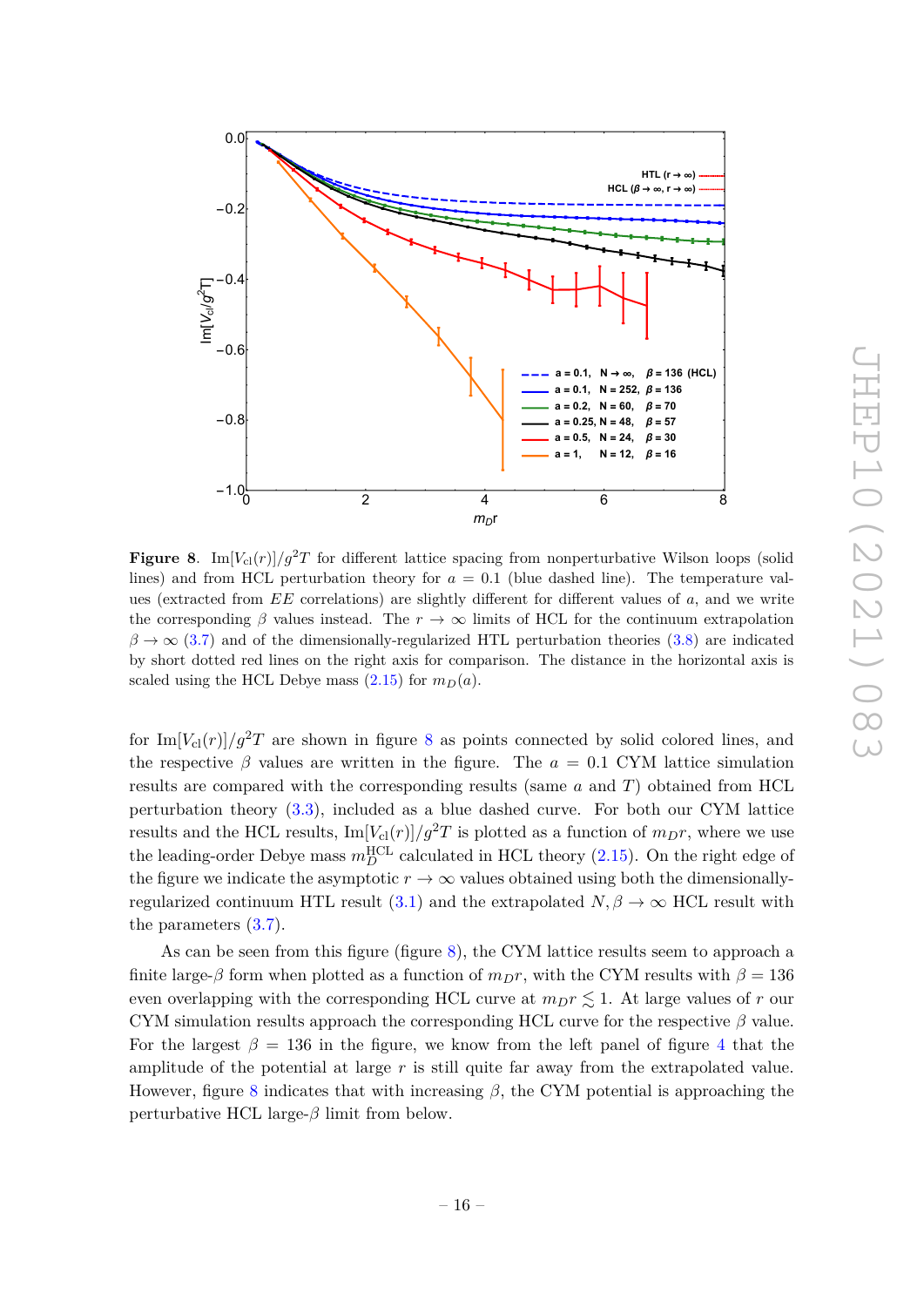HTL ($r \to \infty$)

HCL ($\beta \to \infty$, $r \to \infty$)

a = 0.1, N → ∞, β = 136 (HCL)

a = 0.1, N = 252, β = 136

a = 0.2, N = 60, β = 70

a = 0.25, N = 48, β = 57

a = 0.5, N = 24, β = 30

a = 1, N = 12, β = 16

$\mathrm{Im}[V_{\mathrm{cl}}/g^2T]$

$m_D r$

0.0

−0.2

−0.4

−0.6

−0.8

−1.0

0

2

4

6

8

**Figure 8**. $\mathrm{Im}[V_{\mathrm{cl}}(r)]/g^2T$ for different lattice spacing from nonperturbative Wilson loops (solid lines) and from HCL perturbation theory for $a = 0.1$ (blue dashed line). The temperature values (extracted from $EE$ correlations) are slightly different for different values of $a$, and we write the corresponding $\beta$ values instead. The $r \to \infty$ limits of HCL for the continuum extrapolation $\beta \to \infty$ (3.7) and of the dimensionally-regularized HTL perturbation theories (3.8) are indicated by short dotted red lines on the right axis for comparison. The distance in the horizontal axis is scaled using the HCL Debye mass (2.15) for $m_D(a)$.

for $\mathrm{Im}[V_{\mathrm{cl}}(r)]/g^2T$ are shown in figure 8 as points connected by solid colored lines, and the respective $\beta$ values are written in the figure. The $a = 0.1$ CYM lattice simulation results are compared with the corresponding results (same $a$ and $T$) obtained from HCL perturbation theory (3.3), included as a blue dashed curve. For both our CYM lattice results and the HCL results, $\mathrm{Im}[V_{\mathrm{cl}}(r)]/g^2T$ is plotted as a function of $m_D r$, where we use the leading-order Debye mass $m_D^{\mathrm{HCL}}$ calculated in HCL theory (2.15). On the right edge of the figure we indicate the asymptotic $r \to \infty$ values obtained using both the dimensionally-regularized continuum HTL result (3.1) and the extrapolated $N, \beta \to \infty$ HCL result with the parameters (3.7).

As can be seen from this figure (figure 8), the CYM lattice results seem to approach a finite large-$\beta$ form when plotted as a function of $m_D r$, with the CYM results with $\beta = 136$ even overlapping with the corresponding HCL curve at $m_D r \lesssim 1$. At large values of $r$ our CYM simulation results approach the corresponding HCL curve for the respective $\beta$ value. For the largest $\beta = 136$ in the figure, we know from the left panel of figure 4 that the amplitude of the potential at large $r$ is still quite far away from the extrapolated value. However, figure 8 indicates that with increasing $\beta$, the CYM potential is approaching the perturbative HCL large-$\beta$ limit from below.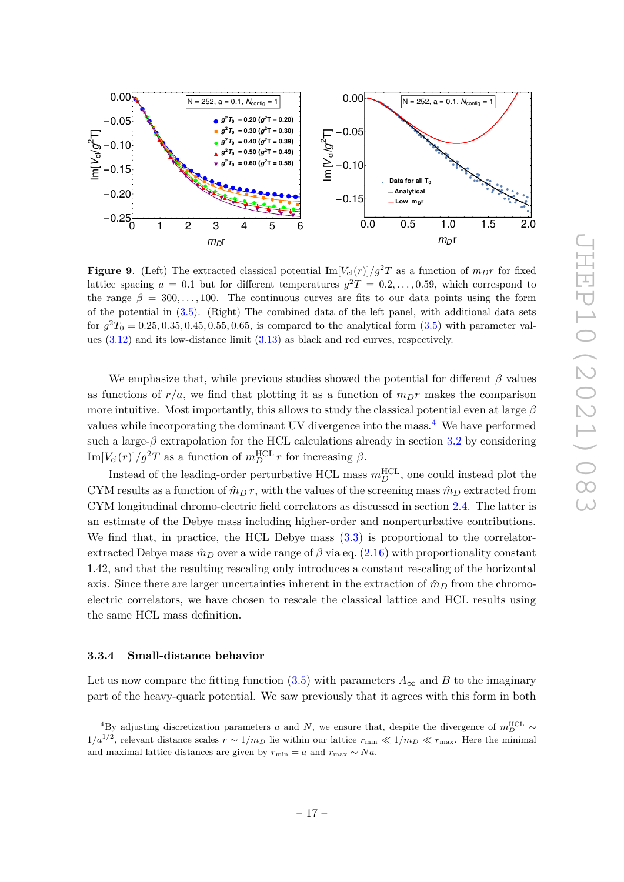N = 252, a = 0.1, $N_{\rm config}$ = 1

$g^2T_0$ = 0.20 ($g^2T$ = 0.20)
$g^2T_0$ = 0.30 ($g^2T$ = 0.30)
$g^2T_0$ = 0.40 ($g^2T$ = 0.39)
$g^2T_0$ = 0.50 ($g^2T$ = 0.49)
$g^2T_0$ = 0.60 ($g^2T$ = 0.58)

Im[$V_{\rm cl}/g^2T$]

$m_D$r

N = 252, a = 0.1, $N_{\rm config}$ = 1

Data for all $T_0$
Analytical
Low $m_D$r

Im[$V_{\rm cl}/g^2T$]

$m_D$r

**Figure 9**. (Left) The extracted classical potential $\mathrm{Im}[V_{\rm cl}(r)]/g^2T$ as a function of $m_D r$ for fixed lattice spacing $a = 0.1$ but for different temperatures $g^2T = 0.2, \ldots, 0.59$, which correspond to the range $\beta = 300, \ldots, 100$. The continuous curves are fits to our data points using the form of the potential in (3.5). (Right) The combined data of the left panel, with additional data sets for $g^2T_0 = 0.25, 0.35, 0.45, 0.55, 0.65$, is compared to the analytical form (3.5) with parameter values (3.12) and its low-distance limit (3.13) as black and red curves, respectively.

We emphasize that, while previous studies showed the potential for different $\beta$ values as functions of $r/a$, we find that plotting it as a function of $m_D r$ makes the comparison more intuitive. Most importantly, this allows to study the classical potential even at large $\beta$ values while incorporating the dominant UV divergence into the mass.[4] We have performed such a large-$\beta$ extrapolation for the HCL calculations already in section 3.2 by considering $\mathrm{Im}[V_{\rm cl}(r)]/g^2T$ as a function of $m_D^{\rm HCL} r$ for increasing $\beta$.

Instead of the leading-order perturbative HCL mass $m_D^{\rm HCL}$, one could instead plot the CYM results as a function of $\hat{m}_D\, r$, with the values of the screening mass $\hat{m}_D$ extracted from CYM longitudinal chromo-electric field correlators as discussed in section 2.4. The latter is an estimate of the Debye mass including higher-order and nonperturbative contributions. We find that, in practice, the HCL Debye mass (3.3) is proportional to the correlator-extracted Debye mass $\hat{m}_D$ over a wide range of $\beta$ via eq. (2.16) with proportionality constant 1.42, and that the resulting rescaling only introduces a constant rescaling of the horizontal axis. Since there are larger uncertainties inherent in the extraction of $\hat{m}_D$ from the chromo-electric correlators, we have chosen to rescale the classical lattice and HCL results using the same HCL mass definition.

### 3.3.4 Small-distance behavior

Let us now compare the fitting function (3.5) with parameters $A_\infty$ and $B$ to the imaginary part of the heavy-quark potential. We saw previously that it agrees with this form in both

[4] By adjusting discretization parameters $a$ and $N$, we ensure that, despite the divergence of $m_D^{\rm HCL} \sim 1/a^{1/2}$, relevant distance scales $r \sim 1/m_D$ lie within our lattice $r_{\rm min} \ll 1/m_D \ll r_{\rm max}$. Here the minimal and maximal lattice distances are given by $r_{\rm min} = a$ and $r_{\rm max} \sim Na$.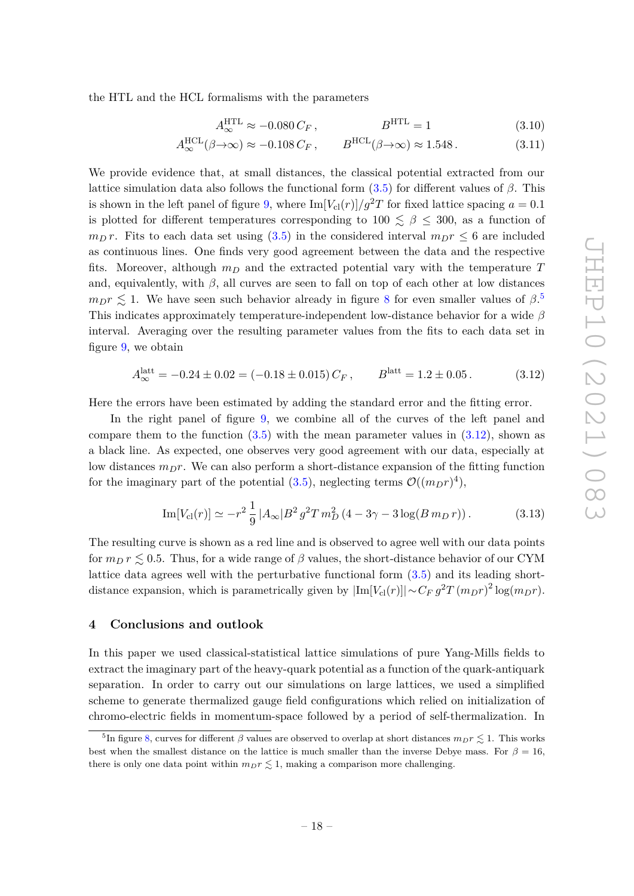the HTL and the HCL formalisms with the parameters

$$A_\infty^{\rm HTL} \approx -0.080\, C_F\,, \qquad\qquad B^{\rm HTL} = 1 \tag{3.10}$$

$$A_\infty^{\rm HCL}(\beta\!\to\!\infty) \approx -0.108\, C_F\,, \qquad B^{\rm HCL}(\beta\!\to\!\infty) \approx 1.548\,. \tag{3.11}$$

We provide evidence that, at small distances, the classical potential extracted from our lattice simulation data also follows the functional form (3.5) for different values of $\beta$. This is shown in the left panel of figure 9, where $\mathrm{Im}[V_{\rm cl}(r)]/g^2T$ for fixed lattice spacing $a = 0.1$ is plotted for different temperatures corresponding to $100 \lesssim \beta \leq 300$, as a function of $m_D\, r$. Fits to each data set using (3.5) in the considered interval $m_D r \leq 6$ are included as continuous lines. One finds very good agreement between the data and the respective fits. Moreover, although $m_D$ and the extracted potential vary with the temperature $T$ and, equivalently, with $\beta$, all curves are seen to fall on top of each other at low distances $m_D r \lesssim 1$. We have seen such behavior already in figure 8 for even smaller values of $\beta$.[5] This indicates approximately temperature-independent low-distance behavior for a wide $\beta$ interval. Averaging over the resulting parameter values from the fits to each data set in figure 9, we obtain

$$A_\infty^{\rm latt} = -0.24 \pm 0.02 = (-0.18 \pm 0.015)\, C_F\,, \qquad B^{\rm latt} = 1.2 \pm 0.05\,. \tag{3.12}$$

Here the errors have been estimated by adding the standard error and the fitting error.

In the right panel of figure 9, we combine all of the curves of the left panel and compare them to the function (3.5) with the mean parameter values in (3.12), shown as a black line. As expected, one observes very good agreement with our data, especially at low distances $m_D r$. We can also perform a short-distance expansion of the fitting function for the imaginary part of the potential (3.5), neglecting terms $\mathcal{O}((m_D r)^4)$,

$$\mathrm{Im}[V_{\rm cl}(r)] \simeq -r^2\, \frac{1}{9}\, |A_\infty| B^2\, g^2 T\, m_D^2\, (4 - 3\gamma - 3\log(B\, m_D\, r))\,. \tag{3.13}$$

The resulting curve is shown as a red line and is observed to agree well with our data points for $m_D\, r \lesssim 0.5$. Thus, for a wide range of $\beta$ values, the short-distance behavior of our CYM lattice data agrees well with the perturbative functional form (3.5) and its leading short-distance expansion, which is parametrically given by $|\mathrm{Im}[V_{\rm cl}(r)]| \sim C_F\, g^2 T\, (m_D r)^2 \log(m_D r)$.

## 4 Conclusions and outlook

In this paper we used classical-statistical lattice simulations of pure Yang-Mills fields to extract the imaginary part of the heavy-quark potential as a function of the quark-antiquark separation. In order to carry out our simulations on large lattices, we used a simplified scheme to generate thermalized gauge field configurations which relied on initialization of chromo-electric fields in momentum-space followed by a period of self-thermalization. In

[5] In figure 8, curves for different $\beta$ values are observed to overlap at short distances $m_D r \lesssim 1$. This works best when the smallest distance on the lattice is much smaller than the inverse Debye mass. For $\beta = 16$, there is only one data point within $m_D r \lesssim 1$, making a comparison more challenging.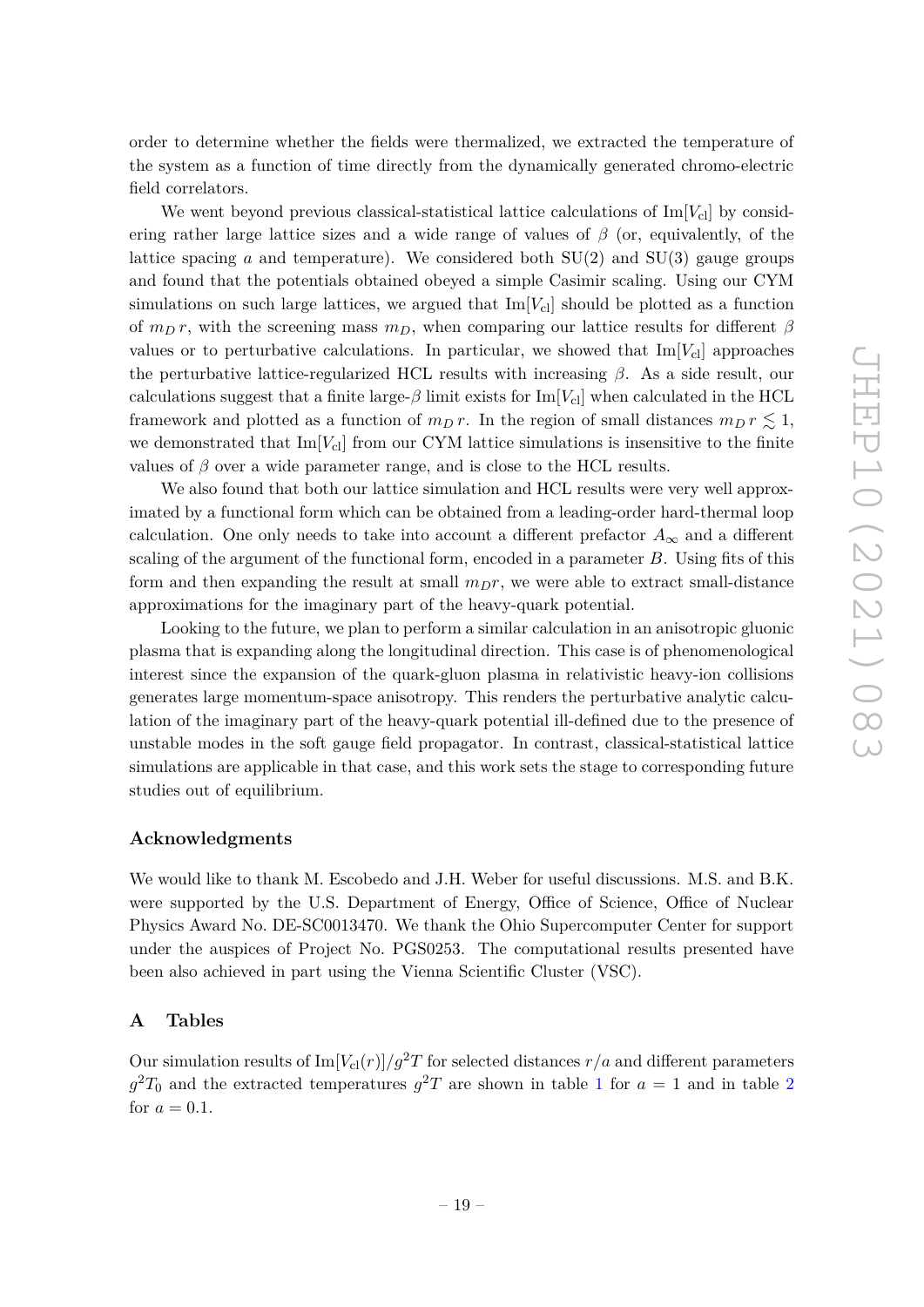order to determine whether the fields were thermalized, we extracted the temperature of the system as a function of time directly from the dynamically generated chromo-electric field correlators.

We went beyond previous classical-statistical lattice calculations of $\mathrm{Im}[V_{\mathrm{cl}}]$ by considering rather large lattice sizes and a wide range of values of $\beta$ (or, equivalently, of the lattice spacing $a$ and temperature). We considered both SU(2) and SU(3) gauge groups and found that the potentials obtained obeyed a simple Casimir scaling. Using our CYM simulations on such large lattices, we argued that $\mathrm{Im}[V_{\mathrm{cl}}]$ should be plotted as a function of $m_D\, r$, with the screening mass $m_D$, when comparing our lattice results for different $\beta$ values or to perturbative calculations. In particular, we showed that $\mathrm{Im}[V_{\mathrm{cl}}]$ approaches the perturbative lattice-regularized HCL results with increasing $\beta$. As a side result, our calculations suggest that a finite large-$\beta$ limit exists for $\mathrm{Im}[V_{\mathrm{cl}}]$ when calculated in the HCL framework and plotted as a function of $m_D\, r$. In the region of small distances $m_D\, r \lesssim 1$, we demonstrated that $\mathrm{Im}[V_{\mathrm{cl}}]$ from our CYM lattice simulations is insensitive to the finite values of $\beta$ over a wide parameter range, and is close to the HCL results.

We also found that both our lattice simulation and HCL results were very well approximated by a functional form which can be obtained from a leading-order hard-thermal loop calculation. One only needs to take into account a different prefactor $A_\infty$ and a different scaling of the argument of the functional form, encoded in a parameter $B$. Using fits of this form and then expanding the result at small $m_D r$, we were able to extract small-distance approximations for the imaginary part of the heavy-quark potential.

Looking to the future, we plan to perform a similar calculation in an anisotropic gluonic plasma that is expanding along the longitudinal direction. This case is of phenomenological interest since the expansion of the quark-gluon plasma in relativistic heavy-ion collisions generates large momentum-space anisotropy. This renders the perturbative analytic calculation of the imaginary part of the heavy-quark potential ill-defined due to the presence of unstable modes in the soft gauge field propagator. In contrast, classical-statistical lattice simulations are applicable in that case, and this work sets the stage to corresponding future studies out of equilibrium.

### Acknowledgments

We would like to thank M. Escobedo and J.H. Weber for useful discussions. M.S. and B.K. were supported by the U.S. Department of Energy, Office of Science, Office of Nuclear Physics Award No. DE-SC0013470. We thank the Ohio Supercomputer Center for support under the auspices of Project No. PGS0253. The computational results presented have been also achieved in part using the Vienna Scientific Cluster (VSC).

## A Tables

Our simulation results of $\mathrm{Im}[V_{\mathrm{cl}}(r)]/g^2T$ for selected distances $r/a$ and different parameters $g^2T_0$ and the extracted temperatures $g^2T$ are shown in table 1 for $a = 1$ and in table 2 for $a = 0.1$.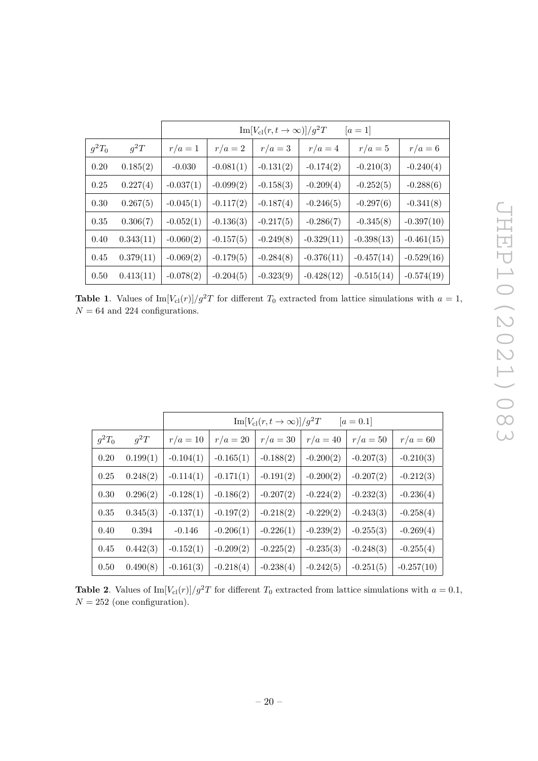| | | $\text{Im}[V_{\text{cl}}(r, t \to \infty)]/g^2T \qquad [a = 1]$ | | | | | |
|---|---|---|---|---|---|---|---|
| $g^2T_0$ | $g^2T$ | $r/a = 1$ | $r/a = 2$ | $r/a = 3$ | $r/a = 4$ | $r/a = 5$ | $r/a = 6$ |
| 0.20 | 0.185(2) | -0.030 | -0.081(1) | -0.131(2) | -0.174(2) | -0.210(3) | -0.240(4) |
| 0.25 | 0.227(4) | -0.037(1) | -0.099(2) | -0.158(3) | -0.209(4) | -0.252(5) | -0.288(6) |
| 0.30 | 0.267(5) | -0.045(1) | -0.117(2) | -0.187(4) | -0.246(5) | -0.297(6) | -0.341(8) |
| 0.35 | 0.306(7) | -0.052(1) | -0.136(3) | -0.217(5) | -0.286(7) | -0.345(8) | -0.397(10) |
| 0.40 | 0.343(11) | -0.060(2) | -0.157(5) | -0.249(8) | -0.329(11) | -0.398(13) | -0.461(15) |
| 0.45 | 0.379(11) | -0.069(2) | -0.179(5) | -0.284(8) | -0.376(11) | -0.457(14) | -0.529(16) |
| 0.50 | 0.413(11) | -0.078(2) | -0.204(5) | -0.323(9) | -0.428(12) | -0.515(14) | -0.574(19) |

**Table 1**. Values of $\text{Im}[V_{\text{cl}}(r)]/g^2T$ for different $T_0$ extracted from lattice simulations with $a = 1$, $N = 64$ and 224 configurations.

| | | $\text{Im}[V_{\text{cl}}(r, t \to \infty)]/g^2T \qquad [a = 0.1]$ | | | | | |
|---|---|---|---|---|---|---|---|
| $g^2T_0$ | $g^2T$ | $r/a = 10$ | $r/a = 20$ | $r/a = 30$ | $r/a = 40$ | $r/a = 50$ | $r/a = 60$ |
| 0.20 | 0.199(1) | -0.104(1) | -0.165(1) | -0.188(2) | -0.200(2) | -0.207(3) | -0.210(3) |
| 0.25 | 0.248(2) | -0.114(1) | -0.171(1) | -0.191(2) | -0.200(2) | -0.207(2) | -0.212(3) |
| 0.30 | 0.296(2) | -0.128(1) | -0.186(2) | -0.207(2) | -0.224(2) | -0.232(3) | -0.236(4) |
| 0.35 | 0.345(3) | -0.137(1) | -0.197(2) | -0.218(2) | -0.229(2) | -0.243(3) | -0.258(4) |
| 0.40 | 0.394 | -0.146 | -0.206(1) | -0.226(1) | -0.239(2) | -0.255(3) | -0.269(4) |
| 0.45 | 0.442(3) | -0.152(1) | -0.209(2) | -0.225(2) | -0.235(3) | -0.248(3) | -0.255(4) |
| 0.50 | 0.490(8) | -0.161(3) | -0.218(4) | -0.238(4) | -0.242(5) | -0.251(5) | -0.257(10) |

**Table 2**. Values of $\text{Im}[V_{\text{cl}}(r)]/g^2T$ for different $T_0$ extracted from lattice simulations with $a = 0.1$, $N = 252$ (one configuration).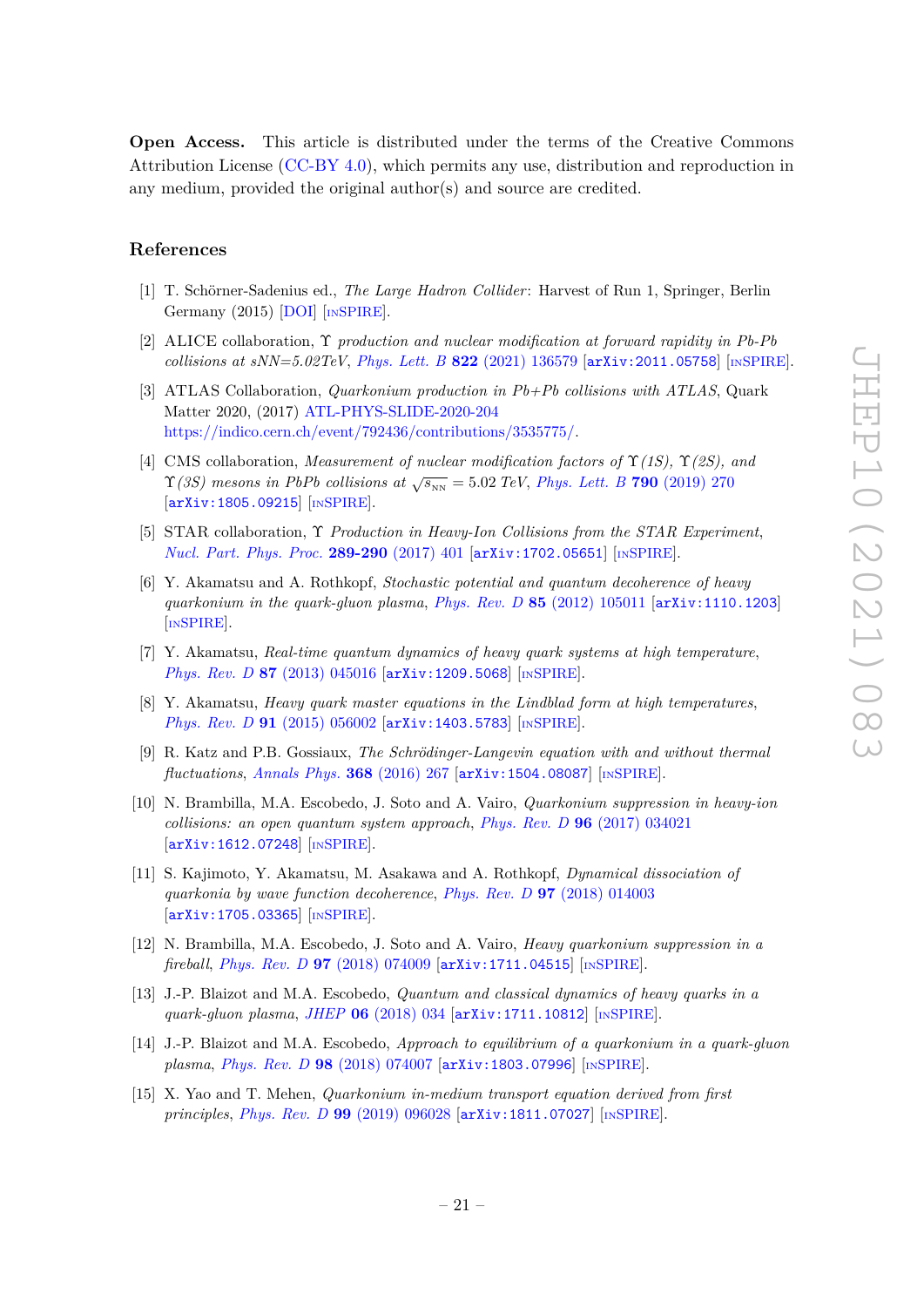**Open Access.** This article is distributed under the terms of the Creative Commons Attribution License (CC-BY 4.0), which permits any use, distribution and reproduction in any medium, provided the original author(s) and source are credited.

## References

[1] T. Schörner-Sadenius ed., *The Large Hadron Collider*: Harvest of Run 1, Springer, Berlin Germany (2015) [DOI] [INSPIRE].

[2] ALICE collaboration, *Υ production and nuclear modification at forward rapidity in Pb-Pb collisions at sNN=5.02TeV*, *Phys. Lett. B* **822** (2021) 136579 [arXiv:2011.05758] [INSPIRE].

[3] ATLAS Collaboration, *Quarkonium production in Pb+Pb collisions with ATLAS*, Quark Matter 2020, (2017) ATL-PHYS-SLIDE-2020-204 https://indico.cern.ch/event/792436/contributions/3535775/.

[4] CMS collaboration, *Measurement of nuclear modification factors of Υ(1S), Υ(2S), and Υ(3S) mesons in PbPb collisions at $\sqrt{s_{\rm NN}} = 5.02$ TeV*, *Phys. Lett. B* **790** (2019) 270 [arXiv:1805.09215] [INSPIRE].

[5] STAR collaboration, *Υ Production in Heavy-Ion Collisions from the STAR Experiment*, *Nucl. Part. Phys. Proc.* **289-290** (2017) 401 [arXiv:1702.05651] [INSPIRE].

[6] Y. Akamatsu and A. Rothkopf, *Stochastic potential and quantum decoherence of heavy quarkonium in the quark-gluon plasma*, *Phys. Rev. D* **85** (2012) 105011 [arXiv:1110.1203] [INSPIRE].

[7] Y. Akamatsu, *Real-time quantum dynamics of heavy quark systems at high temperature*, *Phys. Rev. D* **87** (2013) 045016 [arXiv:1209.5068] [INSPIRE].

[8] Y. Akamatsu, *Heavy quark master equations in the Lindblad form at high temperatures*, *Phys. Rev. D* **91** (2015) 056002 [arXiv:1403.5783] [INSPIRE].

[9] R. Katz and P.B. Gossiaux, *The Schrödinger-Langevin equation with and without thermal fluctuations*, *Annals Phys.* **368** (2016) 267 [arXiv:1504.08087] [INSPIRE].

[10] N. Brambilla, M.A. Escobedo, J. Soto and A. Vairo, *Quarkonium suppression in heavy-ion collisions: an open quantum system approach*, *Phys. Rev. D* **96** (2017) 034021 [arXiv:1612.07248] [INSPIRE].

[11] S. Kajimoto, Y. Akamatsu, M. Asakawa and A. Rothkopf, *Dynamical dissociation of quarkonia by wave function decoherence*, *Phys. Rev. D* **97** (2018) 014003 [arXiv:1705.03365] [INSPIRE].

[12] N. Brambilla, M.A. Escobedo, J. Soto and A. Vairo, *Heavy quarkonium suppression in a fireball*, *Phys. Rev. D* **97** (2018) 074009 [arXiv:1711.04515] [INSPIRE].

[13] J.-P. Blaizot and M.A. Escobedo, *Quantum and classical dynamics of heavy quarks in a quark-gluon plasma*, *JHEP* **06** (2018) 034 [arXiv:1711.10812] [INSPIRE].

[14] J.-P. Blaizot and M.A. Escobedo, *Approach to equilibrium of a quarkonium in a quark-gluon plasma*, *Phys. Rev. D* **98** (2018) 074007 [arXiv:1803.07996] [INSPIRE].

[15] X. Yao and T. Mehen, *Quarkonium in-medium transport equation derived from first principles*, *Phys. Rev. D* **99** (2019) 096028 [arXiv:1811.07027] [INSPIRE].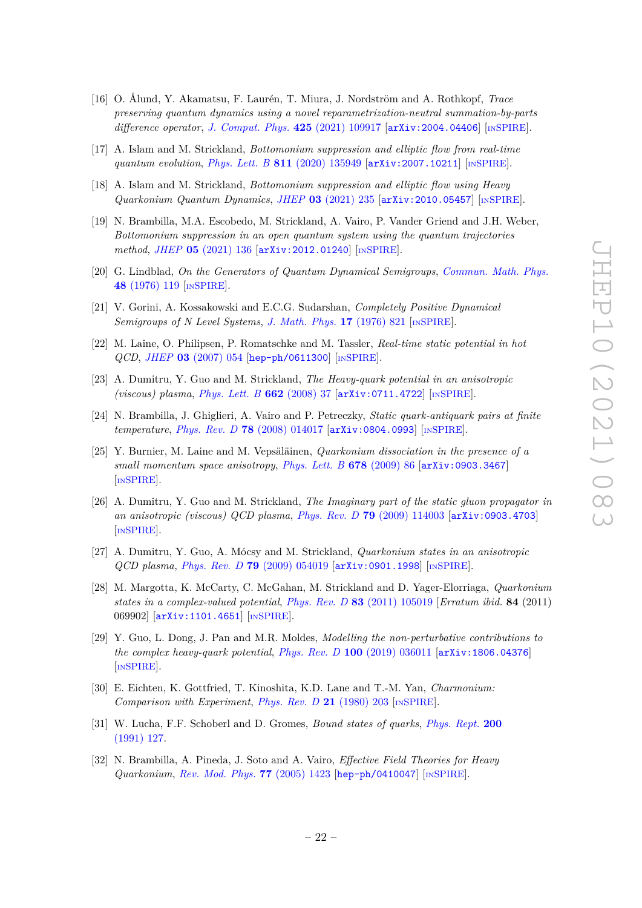[16] O. Ålund, Y. Akamatsu, F. Laurén, T. Miura, J. Nordström and A. Rothkopf, *Trace preserving quantum dynamics using a novel reparametrization-neutral summation-by-parts difference operator*, J. Comput. Phys. **425** (2021) 109917 [arXiv:2004.04406] [INSPIRE].

[17] A. Islam and M. Strickland, *Bottomonium suppression and elliptic flow from real-time quantum evolution*, Phys. Lett. B **811** (2020) 135949 [arXiv:2007.10211] [INSPIRE].

[18] A. Islam and M. Strickland, *Bottomonium suppression and elliptic flow using Heavy Quarkonium Quantum Dynamics*, JHEP **03** (2021) 235 [arXiv:2010.05457] [INSPIRE].

[19] N. Brambilla, M.A. Escobedo, M. Strickland, A. Vairo, P. Vander Griend and J.H. Weber, *Bottomonium suppression in an open quantum system using the quantum trajectories method*, JHEP **05** (2021) 136 [arXiv:2012.01240] [INSPIRE].

[20] G. Lindblad, *On the Generators of Quantum Dynamical Semigroups*, Commun. Math. Phys. **48** (1976) 119 [INSPIRE].

[21] V. Gorini, A. Kossakowski and E.C.G. Sudarshan, *Completely Positive Dynamical Semigroups of N Level Systems*, J. Math. Phys. **17** (1976) 821 [INSPIRE].

[22] M. Laine, O. Philipsen, P. Romatschke and M. Tassler, *Real-time static potential in hot QCD*, JHEP **03** (2007) 054 [hep-ph/0611300] [INSPIRE].

[23] A. Dumitru, Y. Guo and M. Strickland, *The Heavy-quark potential in an anisotropic (viscous) plasma*, Phys. Lett. B **662** (2008) 37 [arXiv:0711.4722] [INSPIRE].

[24] N. Brambilla, J. Ghiglieri, A. Vairo and P. Petreczky, *Static quark-antiquark pairs at finite temperature*, Phys. Rev. D **78** (2008) 014017 [arXiv:0804.0993] [INSPIRE].

[25] Y. Burnier, M. Laine and M. Vepsäläinen, *Quarkonium dissociation in the presence of a small momentum space anisotropy*, Phys. Lett. B **678** (2009) 86 [arXiv:0903.3467] [INSPIRE].

[26] A. Dumitru, Y. Guo and M. Strickland, *The Imaginary part of the static gluon propagator in an anisotropic (viscous) QCD plasma*, Phys. Rev. D **79** (2009) 114003 [arXiv:0903.4703] [INSPIRE].

[27] A. Dumitru, Y. Guo, A. Mócsy and M. Strickland, *Quarkonium states in an anisotropic QCD plasma*, Phys. Rev. D **79** (2009) 054019 [arXiv:0901.1998] [INSPIRE].

[28] M. Margotta, K. McCarty, C. McGahan, M. Strickland and D. Yager-Elorriaga, *Quarkonium states in a complex-valued potential*, Phys. Rev. D **83** (2011) 105019 [*Erratum ibid.* **84** (2011) 069902] [arXiv:1101.4651] [INSPIRE].

[29] Y. Guo, L. Dong, J. Pan and M.R. Moldes, *Modelling the non-perturbative contributions to the complex heavy-quark potential*, Phys. Rev. D **100** (2019) 036011 [arXiv:1806.04376] [INSPIRE].

[30] E. Eichten, K. Gottfried, T. Kinoshita, K.D. Lane and T.-M. Yan, *Charmonium: Comparison with Experiment*, Phys. Rev. D **21** (1980) 203 [INSPIRE].

[31] W. Lucha, F.F. Schoberl and D. Gromes, *Bound states of quarks*, Phys. Rept. **200** (1991) 127.

[32] N. Brambilla, A. Pineda, J. Soto and A. Vairo, *Effective Field Theories for Heavy Quarkonium*, Rev. Mod. Phys. **77** (2005) 1423 [hep-ph/0410047] [INSPIRE].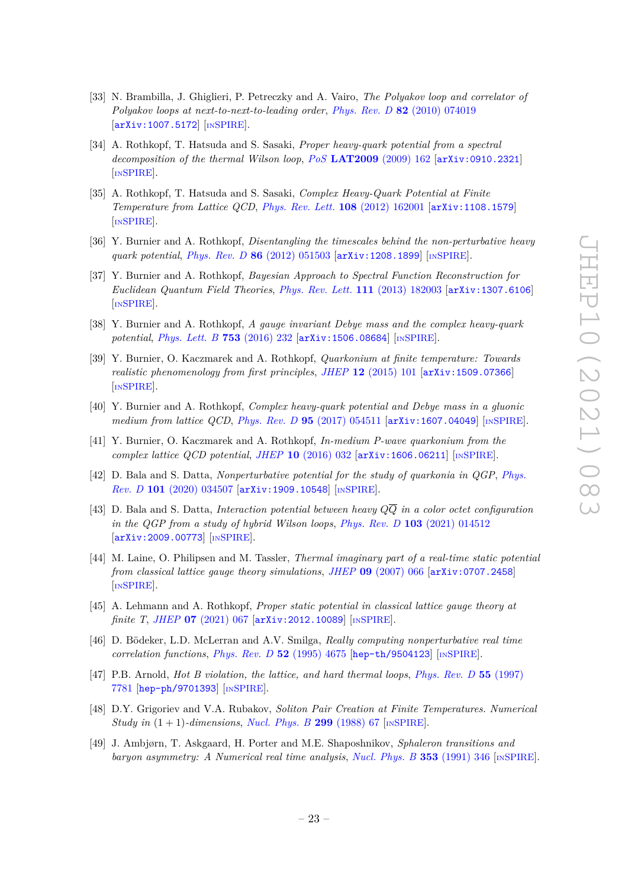[33] N. Brambilla, J. Ghiglieri, P. Petreczky and A. Vairo, *The Polyakov loop and correlator of Polyakov loops at next-to-next-to-leading order*, *Phys. Rev. D* **82** (2010) 074019 [arXiv:1007.5172] [INSPIRE].

[34] A. Rothkopf, T. Hatsuda and S. Sasaki, *Proper heavy-quark potential from a spectral decomposition of the thermal Wilson loop*, *PoS* **LAT2009** (2009) 162 [arXiv:0910.2321] [INSPIRE].

[35] A. Rothkopf, T. Hatsuda and S. Sasaki, *Complex Heavy-Quark Potential at Finite Temperature from Lattice QCD*, *Phys. Rev. Lett.* **108** (2012) 162001 [arXiv:1108.1579] [INSPIRE].

[36] Y. Burnier and A. Rothkopf, *Disentangling the timescales behind the non-perturbative heavy quark potential*, *Phys. Rev. D* **86** (2012) 051503 [arXiv:1208.1899] [INSPIRE].

[37] Y. Burnier and A. Rothkopf, *Bayesian Approach to Spectral Function Reconstruction for Euclidean Quantum Field Theories*, *Phys. Rev. Lett.* **111** (2013) 182003 [arXiv:1307.6106] [INSPIRE].

[38] Y. Burnier and A. Rothkopf, *A gauge invariant Debye mass and the complex heavy-quark potential*, *Phys. Lett. B* **753** (2016) 232 [arXiv:1506.08684] [INSPIRE].

[39] Y. Burnier, O. Kaczmarek and A. Rothkopf, *Quarkonium at finite temperature: Towards realistic phenomenology from first principles*, *JHEP* **12** (2015) 101 [arXiv:1509.07366] [INSPIRE].

[40] Y. Burnier and A. Rothkopf, *Complex heavy-quark potential and Debye mass in a gluonic medium from lattice QCD*, *Phys. Rev. D* **95** (2017) 054511 [arXiv:1607.04049] [INSPIRE].

[41] Y. Burnier, O. Kaczmarek and A. Rothkopf, *In-medium P-wave quarkonium from the complex lattice QCD potential*, *JHEP* **10** (2016) 032 [arXiv:1606.06211] [INSPIRE].

[42] D. Bala and S. Datta, *Nonperturbative potential for the study of quarkonia in QGP*, *Phys. Rev. D* **101** (2020) 034507 [arXiv:1909.10548] [INSPIRE].

[43] D. Bala and S. Datta, *Interaction potential between heavy $Q\overline{Q}$ in a color octet configuration in the QGP from a study of hybrid Wilson loops*, *Phys. Rev. D* **103** (2021) 014512 [arXiv:2009.00773] [INSPIRE].

[44] M. Laine, O. Philipsen and M. Tassler, *Thermal imaginary part of a real-time static potential from classical lattice gauge theory simulations*, *JHEP* **09** (2007) 066 [arXiv:0707.2458] [INSPIRE].

[45] A. Lehmann and A. Rothkopf, *Proper static potential in classical lattice gauge theory at finite T*, *JHEP* **07** (2021) 067 [arXiv:2012.10089] [INSPIRE].

[46] D. Bödeker, L.D. McLerran and A.V. Smilga, *Really computing nonperturbative real time correlation functions*, *Phys. Rev. D* **52** (1995) 4675 [hep-th/9504123] [INSPIRE].

[47] P.B. Arnold, *Hot B violation, the lattice, and hard thermal loops*, *Phys. Rev. D* **55** (1997) 7781 [hep-ph/9701393] [INSPIRE].

[48] D.Y. Grigoriev and V.A. Rubakov, *Soliton Pair Creation at Finite Temperatures. Numerical Study in $(1+1)$-dimensions*, *Nucl. Phys. B* **299** (1988) 67 [INSPIRE].

[49] J. Ambjørn, T. Askgaard, H. Porter and M.E. Shaposhnikov, *Sphaleron transitions and baryon asymmetry: A Numerical real time analysis*, *Nucl. Phys. B* **353** (1991) 346 [INSPIRE].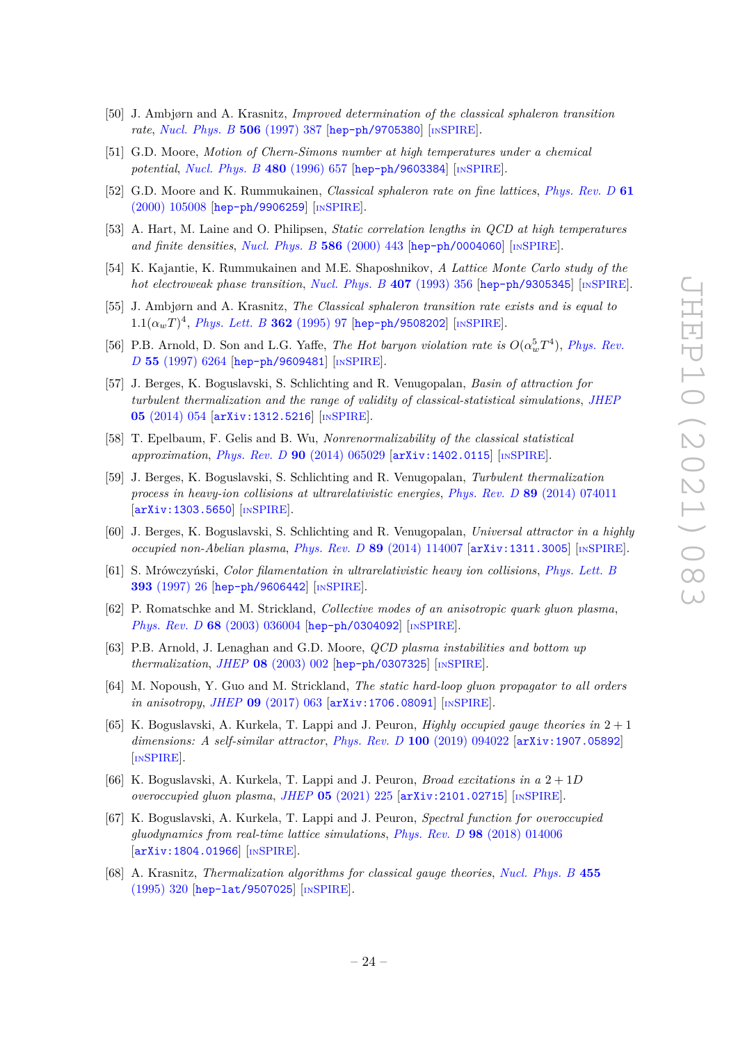[50] J. Ambjørn and A. Krasnitz, *Improved determination of the classical sphaleron transition rate*, *Nucl. Phys. B* **506** (1997) 387 [hep-ph/9705380] [INSPIRE].

[51] G.D. Moore, *Motion of Chern-Simons number at high temperatures under a chemical potential*, *Nucl. Phys. B* **480** (1996) 657 [hep-ph/9603384] [INSPIRE].

[52] G.D. Moore and K. Rummukainen, *Classical sphaleron rate on fine lattices*, *Phys. Rev. D* **61** (2000) 105008 [hep-ph/9906259] [INSPIRE].

[53] A. Hart, M. Laine and O. Philipsen, *Static correlation lengths in QCD at high temperatures and finite densities*, *Nucl. Phys. B* **586** (2000) 443 [hep-ph/0004060] [INSPIRE].

[54] K. Kajantie, K. Rummukainen and M.E. Shaposhnikov, *A Lattice Monte Carlo study of the hot electroweak phase transition*, *Nucl. Phys. B* **407** (1993) 356 [hep-ph/9305345] [INSPIRE].

[55] J. Ambjørn and A. Krasnitz, *The Classical sphaleron transition rate exists and is equal to* $1.1(\alpha_w T)^4$, *Phys. Lett. B* **362** (1995) 97 [hep-ph/9508202] [INSPIRE].

[56] P.B. Arnold, D. Son and L.G. Yaffe, *The Hot baryon violation rate is* $O(\alpha_w^5 T^4)$, *Phys. Rev. D* **55** (1997) 6264 [hep-ph/9609481] [INSPIRE].

[57] J. Berges, K. Boguslavski, S. Schlichting and R. Venugopalan, *Basin of attraction for turbulent thermalization and the range of validity of classical-statistical simulations*, *JHEP* **05** (2014) 054 [arXiv:1312.5216] [INSPIRE].

[58] T. Epelbaum, F. Gelis and B. Wu, *Nonrenormalizability of the classical statistical approximation*, *Phys. Rev. D* **90** (2014) 065029 [arXiv:1402.0115] [INSPIRE].

[59] J. Berges, K. Boguslavski, S. Schlichting and R. Venugopalan, *Turbulent thermalization process in heavy-ion collisions at ultrarelativistic energies*, *Phys. Rev. D* **89** (2014) 074011 [arXiv:1303.5650] [INSPIRE].

[60] J. Berges, K. Boguslavski, S. Schlichting and R. Venugopalan, *Universal attractor in a highly occupied non-Abelian plasma*, *Phys. Rev. D* **89** (2014) 114007 [arXiv:1311.3005] [INSPIRE].

[61] S. Mrówczyński, *Color filamentation in ultrarelativistic heavy ion collisions*, *Phys. Lett. B* **393** (1997) 26 [hep-ph/9606442] [INSPIRE].

[62] P. Romatschke and M. Strickland, *Collective modes of an anisotropic quark gluon plasma*, *Phys. Rev. D* **68** (2003) 036004 [hep-ph/0304092] [INSPIRE].

[63] P.B. Arnold, J. Lenaghan and G.D. Moore, *QCD plasma instabilities and bottom up thermalization*, *JHEP* **08** (2003) 002 [hep-ph/0307325] [INSPIRE].

[64] M. Nopoush, Y. Guo and M. Strickland, *The static hard-loop gluon propagator to all orders in anisotropy*, *JHEP* **09** (2017) 063 [arXiv:1706.08091] [INSPIRE].

[65] K. Boguslavski, A. Kurkela, T. Lappi and J. Peuron, *Highly occupied gauge theories in* $2+1$ *dimensions: A self-similar attractor*, *Phys. Rev. D* **100** (2019) 094022 [arXiv:1907.05892] [INSPIRE].

[66] K. Boguslavski, A. Kurkela, T. Lappi and J. Peuron, *Broad excitations in a* $2+1D$ *overoccupied gluon plasma*, *JHEP* **05** (2021) 225 [arXiv:2101.02715] [INSPIRE].

[67] K. Boguslavski, A. Kurkela, T. Lappi and J. Peuron, *Spectral function for overoccupied gluodynamics from real-time lattice simulations*, *Phys. Rev. D* **98** (2018) 014006 [arXiv:1804.01966] [INSPIRE].

[68] A. Krasnitz, *Thermalization algorithms for classical gauge theories*, *Nucl. Phys. B* **455** (1995) 320 [hep-lat/9507025] [INSPIRE].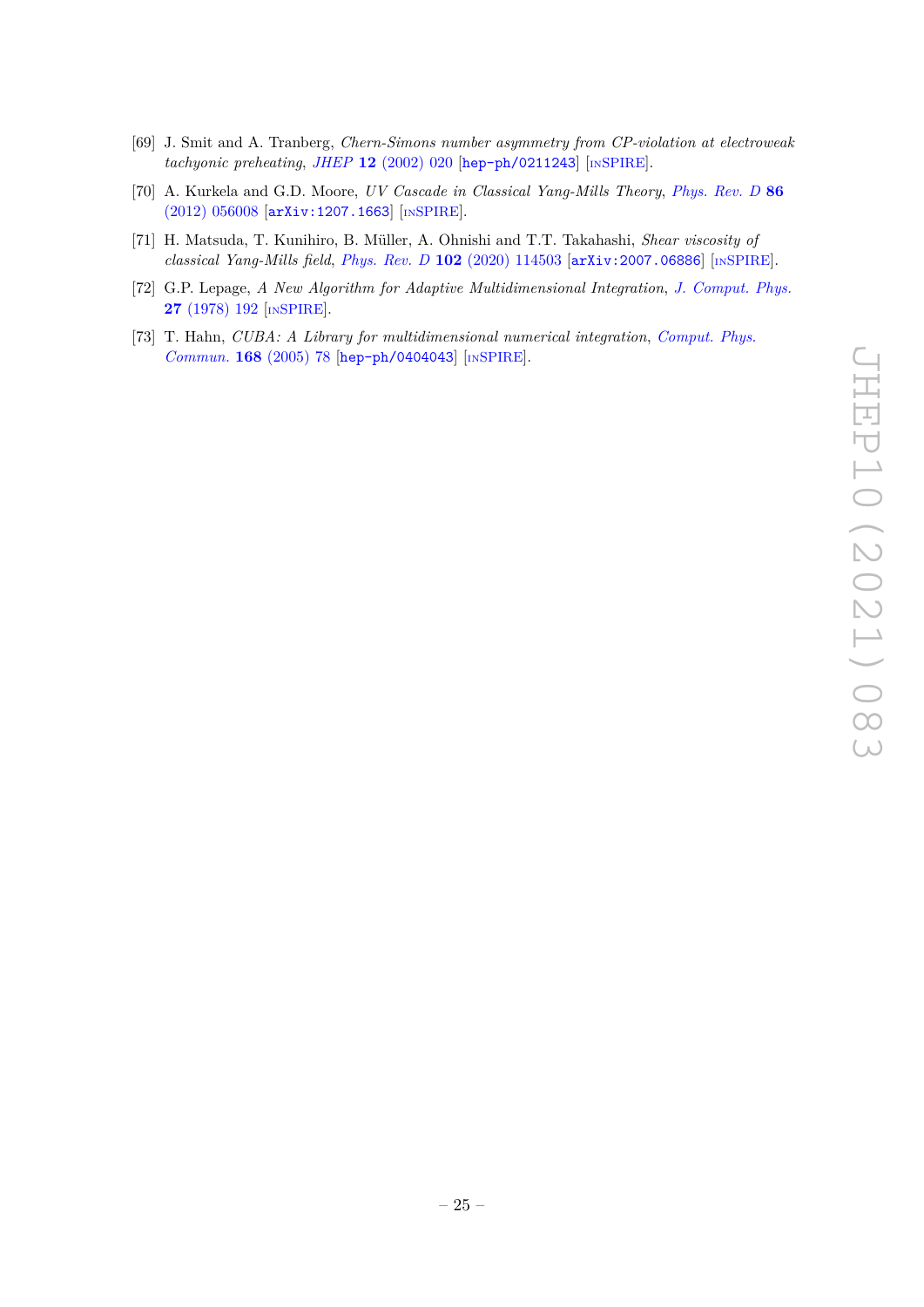[69] J. Smit and A. Tranberg, *Chern-Simons number asymmetry from CP-violation at electroweak tachyonic preheating*, *JHEP* **12** (2002) 020 [hep-ph/0211243] [INSPIRE].

[70] A. Kurkela and G.D. Moore, *UV Cascade in Classical Yang-Mills Theory*, *Phys. Rev. D* **86** (2012) 056008 [arXiv:1207.1663] [INSPIRE].

[71] H. Matsuda, T. Kunihiro, B. Müller, A. Ohnishi and T.T. Takahashi, *Shear viscosity of classical Yang-Mills field*, *Phys. Rev. D* **102** (2020) 114503 [arXiv:2007.06886] [INSPIRE].

[72] G.P. Lepage, *A New Algorithm for Adaptive Multidimensional Integration*, *J. Comput. Phys.* **27** (1978) 192 [INSPIRE].

[73] T. Hahn, *CUBA: A Library for multidimensional numerical integration*, *Comput. Phys. Commun.* **168** (2005) 78 [hep-ph/0404043] [INSPIRE].